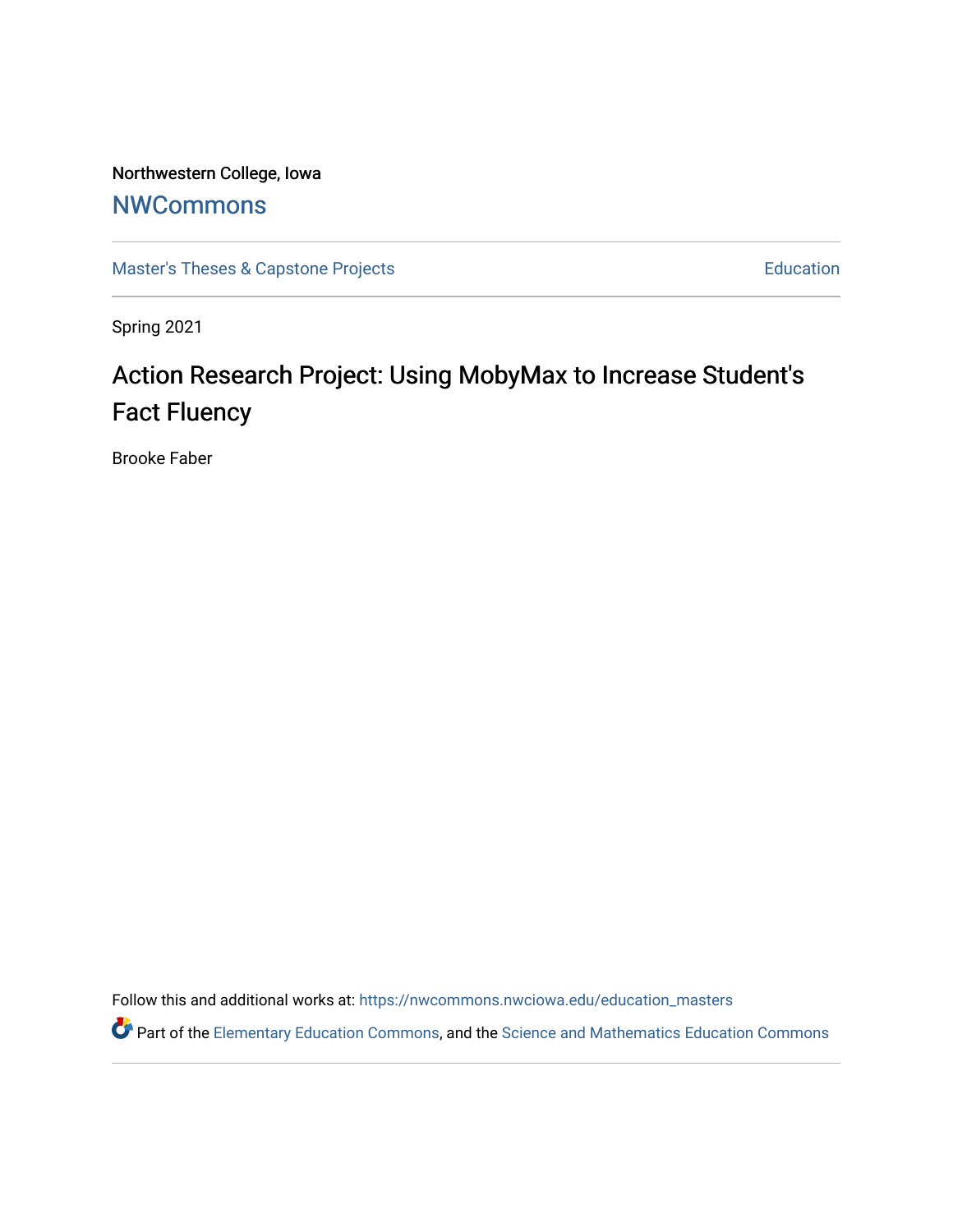Northwestern College, Iowa

## NWCommons

Master's Theses & Capstone Projects | Education

Spring 2021

# Action Research Project: Using MobyMax to Increase Student's Fact Fluency

Brooke Faber

Follow this and additional works at: https://nwcommons.nwciowa.edu/education_masters

Part of the Elementary Education Commons, and the Science and Mathematics Education Commons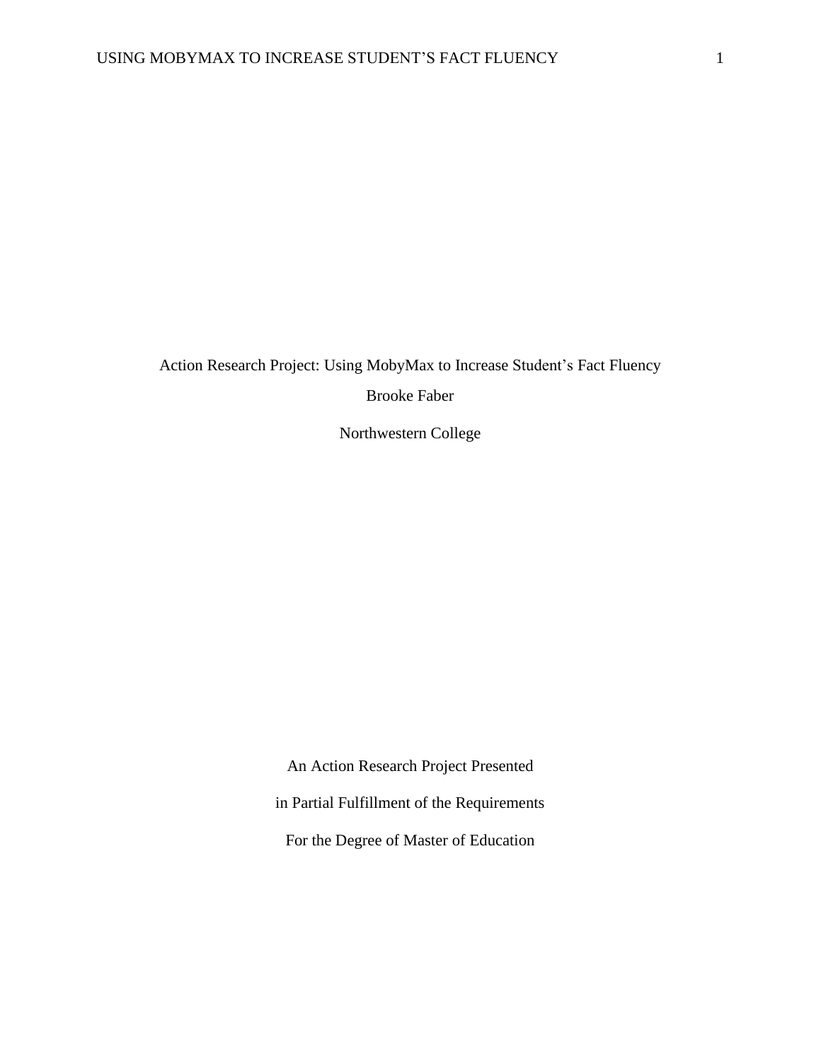Action Research Project: Using MobyMax to Increase Student's Fact Fluency

Brooke Faber

Northwestern College

An Action Research Project Presented

in Partial Fulfillment of the Requirements

For the Degree of Master of Education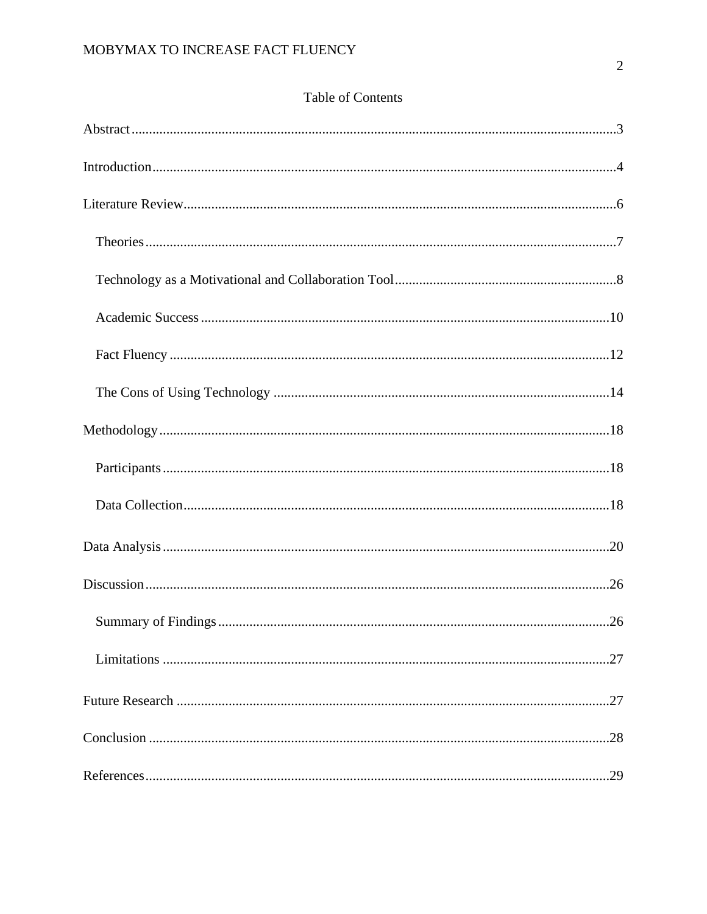# Table of Contents

Abstract....................................................................................................................................3

Introduction..............................................................................................................................4

Literature Review......................................................................................................................6

- Theories...............................................................................................................................7
- Technology as a Motivational and Collaboration Tool..........................................................8
- Academic Success...............................................................................................................10
- Fact Fluency........................................................................................................................12
- The Cons of Using Technology ...........................................................................................14

Methodology............................................................................................................................18

- Participants..........................................................................................................................18
- Data Collection....................................................................................................................18

Data Analysis...........................................................................................................................20

Discussion................................................................................................................................26

- Summary of Findings..........................................................................................................26
- Limitations ..........................................................................................................................27

Future Research .......................................................................................................................27

Conclusion ...............................................................................................................................28

References................................................................................................................................29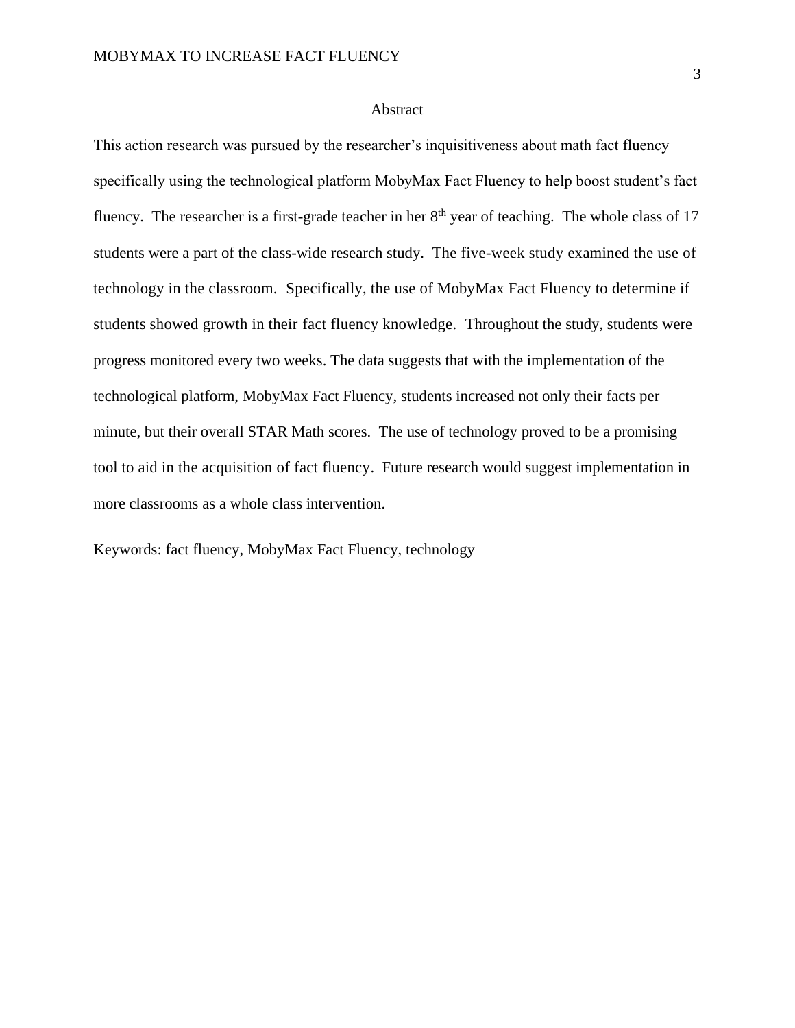# Abstract

This action research was pursued by the researcher's inquisitiveness about math fact fluency specifically using the technological platform MobyMax Fact Fluency to help boost student's fact fluency. The researcher is a first-grade teacher in her $8^{th}$ year of teaching. The whole class of 17 students were a part of the class-wide research study. The five-week study examined the use of technology in the classroom. Specifically, the use of MobyMax Fact Fluency to determine if students showed growth in their fact fluency knowledge. Throughout the study, students were progress monitored every two weeks. The data suggests that with the implementation of the technological platform, MobyMax Fact Fluency, students increased not only their facts per minute, but their overall STAR Math scores. The use of technology proved to be a promising tool to aid in the acquisition of fact fluency. Future research would suggest implementation in more classrooms as a whole class intervention.

Keywords: fact fluency, MobyMax Fact Fluency, technology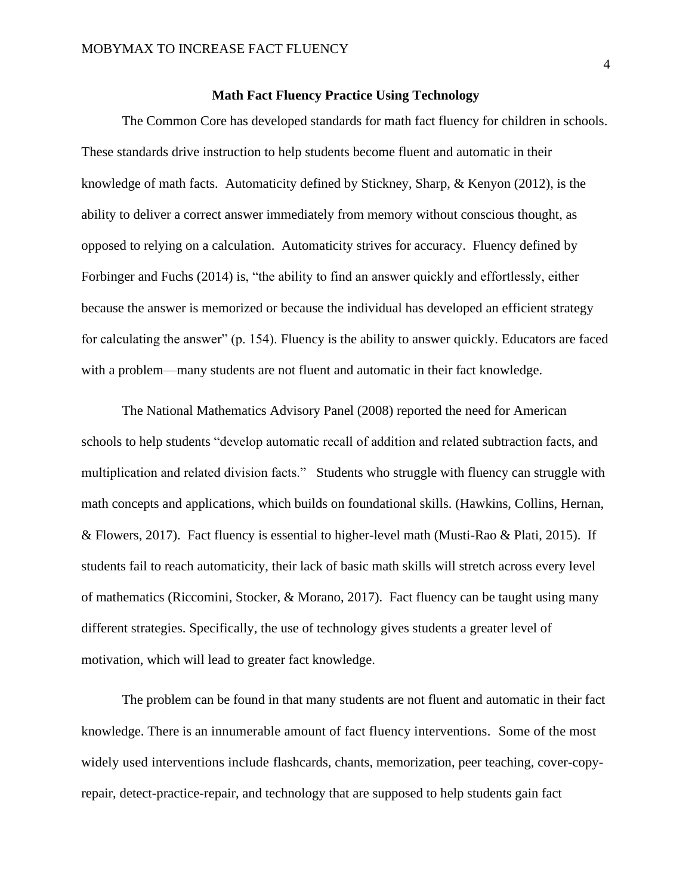## Math Fact Fluency Practice Using Technology

The Common Core has developed standards for math fact fluency for children in schools. These standards drive instruction to help students become fluent and automatic in their knowledge of math facts. Automaticity defined by Stickney, Sharp, & Kenyon (2012), is the ability to deliver a correct answer immediately from memory without conscious thought, as opposed to relying on a calculation. Automaticity strives for accuracy. Fluency defined by Forbinger and Fuchs (2014) is, "the ability to find an answer quickly and effortlessly, either because the answer is memorized or because the individual has developed an efficient strategy for calculating the answer" (p. 154). Fluency is the ability to answer quickly. Educators are faced with a problem—many students are not fluent and automatic in their fact knowledge.

The National Mathematics Advisory Panel (2008) reported the need for American schools to help students "develop automatic recall of addition and related subtraction facts, and multiplication and related division facts." Students who struggle with fluency can struggle with math concepts and applications, which builds on foundational skills. (Hawkins, Collins, Hernan, & Flowers, 2017). Fact fluency is essential to higher-level math (Musti-Rao & Plati, 2015). If students fail to reach automaticity, their lack of basic math skills will stretch across every level of mathematics (Riccomini, Stocker, & Morano, 2017). Fact fluency can be taught using many different strategies. Specifically, the use of technology gives students a greater level of motivation, which will lead to greater fact knowledge.

The problem can be found in that many students are not fluent and automatic in their fact knowledge. There is an innumerable amount of fact fluency interventions. Some of the most widely used interventions include flashcards, chants, memorization, peer teaching, cover-copy-repair, detect-practice-repair, and technology that are supposed to help students gain fact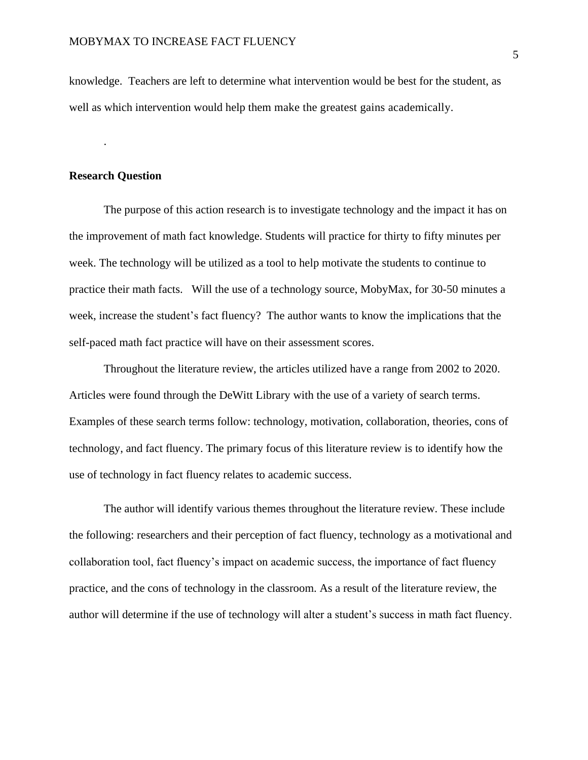knowledge. Teachers are left to determine what intervention would be best for the student, as well as which intervention would help them make the greatest gains academically.

.

## Research Question

The purpose of this action research is to investigate technology and the impact it has on the improvement of math fact knowledge. Students will practice for thirty to fifty minutes per week. The technology will be utilized as a tool to help motivate the students to continue to practice their math facts. Will the use of a technology source, MobyMax, for 30-50 minutes a week, increase the student's fact fluency? The author wants to know the implications that the self-paced math fact practice will have on their assessment scores.

Throughout the literature review, the articles utilized have a range from 2002 to 2020. Articles were found through the DeWitt Library with the use of a variety of search terms. Examples of these search terms follow: technology, motivation, collaboration, theories, cons of technology, and fact fluency. The primary focus of this literature review is to identify how the use of technology in fact fluency relates to academic success.

The author will identify various themes throughout the literature review. These include the following: researchers and their perception of fact fluency, technology as a motivational and collaboration tool, fact fluency's impact on academic success, the importance of fact fluency practice, and the cons of technology in the classroom. As a result of the literature review, the author will determine if the use of technology will alter a student's success in math fact fluency.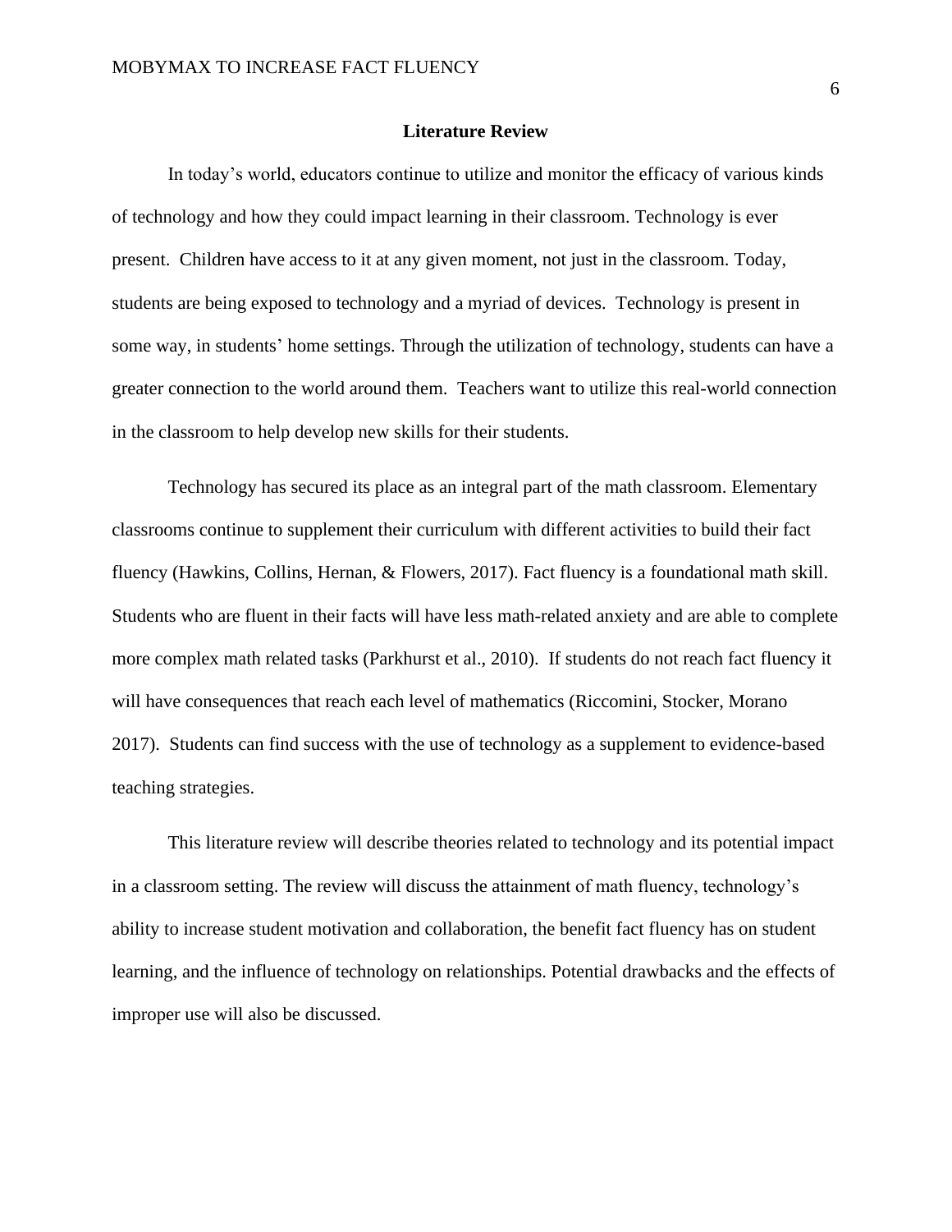## Literature Review

In today's world, educators continue to utilize and monitor the efficacy of various kinds of technology and how they could impact learning in their classroom. Technology is ever present. Children have access to it at any given moment, not just in the classroom. Today, students are being exposed to technology and a myriad of devices. Technology is present in some way, in students' home settings. Through the utilization of technology, students can have a greater connection to the world around them. Teachers want to utilize this real-world connection in the classroom to help develop new skills for their students.

Technology has secured its place as an integral part of the math classroom. Elementary classrooms continue to supplement their curriculum with different activities to build their fact fluency (Hawkins, Collins, Hernan, & Flowers, 2017). Fact fluency is a foundational math skill. Students who are fluent in their facts will have less math-related anxiety and are able to complete more complex math related tasks (Parkhurst et al., 2010). If students do not reach fact fluency it will have consequences that reach each level of mathematics (Riccomini, Stocker, Morano 2017). Students can find success with the use of technology as a supplement to evidence-based teaching strategies.

This literature review will describe theories related to technology and its potential impact in a classroom setting. The review will discuss the attainment of math fluency, technology's ability to increase student motivation and collaboration, the benefit fact fluency has on student learning, and the influence of technology on relationships. Potential drawbacks and the effects of improper use will also be discussed.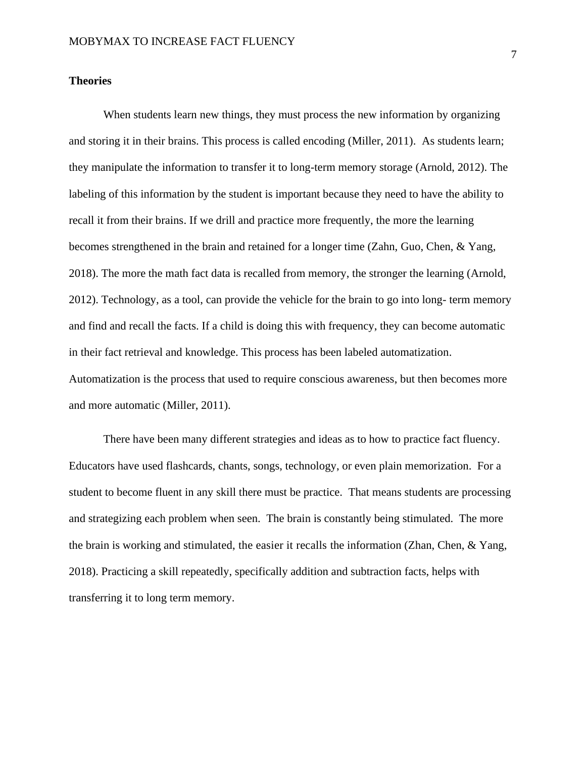**Theories**

When students learn new things, they must process the new information by organizing and storing it in their brains. This process is called encoding (Miller, 2011). As students learn; they manipulate the information to transfer it to long-term memory storage (Arnold, 2012). The labeling of this information by the student is important because they need to have the ability to recall it from their brains. If we drill and practice more frequently, the more the learning becomes strengthened in the brain and retained for a longer time (Zahn, Guo, Chen, & Yang, 2018). The more the math fact data is recalled from memory, the stronger the learning (Arnold, 2012). Technology, as a tool, can provide the vehicle for the brain to go into long- term memory and find and recall the facts. If a child is doing this with frequency, they can become automatic in their fact retrieval and knowledge. This process has been labeled automatization. Automatization is the process that used to require conscious awareness, but then becomes more and more automatic (Miller, 2011).

There have been many different strategies and ideas as to how to practice fact fluency. Educators have used flashcards, chants, songs, technology, or even plain memorization. For a student to become fluent in any skill there must be practice. That means students are processing and strategizing each problem when seen. The brain is constantly being stimulated. The more the brain is working and stimulated, the easier it recalls the information (Zhan, Chen, & Yang, 2018). Practicing a skill repeatedly, specifically addition and subtraction facts, helps with transferring it to long term memory.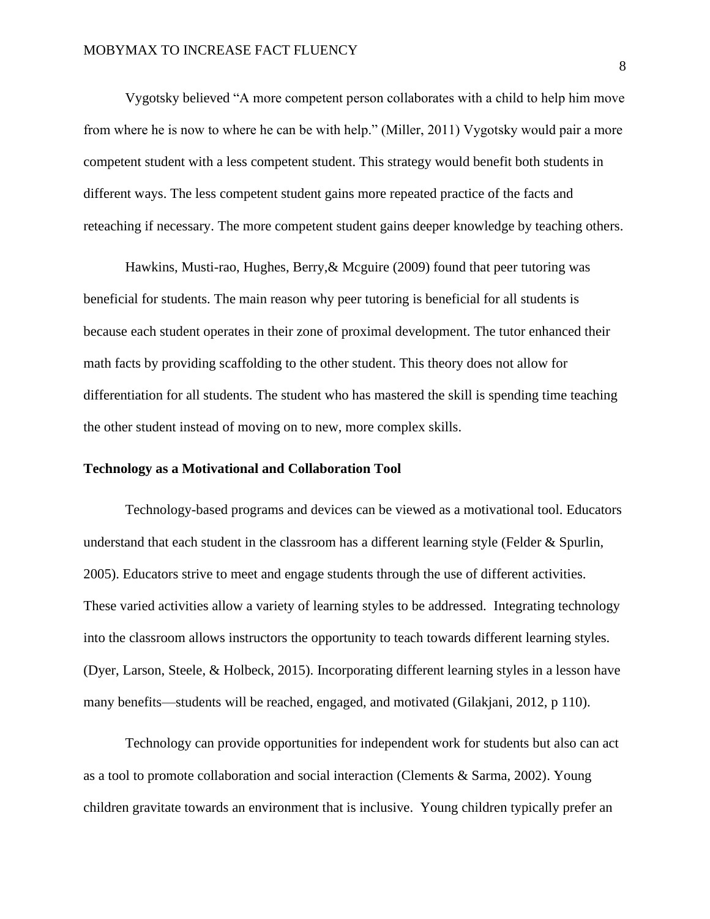Vygotsky believed "A more competent person collaborates with a child to help him move from where he is now to where he can be with help." (Miller, 2011) Vygotsky would pair a more competent student with a less competent student. This strategy would benefit both students in different ways. The less competent student gains more repeated practice of the facts and reteaching if necessary. The more competent student gains deeper knowledge by teaching others.

Hawkins, Musti-rao, Hughes, Berry,& Mcguire (2009) found that peer tutoring was beneficial for students. The main reason why peer tutoring is beneficial for all students is because each student operates in their zone of proximal development. The tutor enhanced their math facts by providing scaffolding to the other student. This theory does not allow for differentiation for all students. The student who has mastered the skill is spending time teaching the other student instead of moving on to new, more complex skills.

**Technology as a Motivational and Collaboration Tool**

Technology-based programs and devices can be viewed as a motivational tool. Educators understand that each student in the classroom has a different learning style (Felder & Spurlin, 2005). Educators strive to meet and engage students through the use of different activities. These varied activities allow a variety of learning styles to be addressed. Integrating technology into the classroom allows instructors the opportunity to teach towards different learning styles. (Dyer, Larson, Steele, & Holbeck, 2015). Incorporating different learning styles in a lesson have many benefits—students will be reached, engaged, and motivated (Gilakjani, 2012, p 110).

Technology can provide opportunities for independent work for students but also can act as a tool to promote collaboration and social interaction (Clements & Sarma, 2002). Young children gravitate towards an environment that is inclusive. Young children typically prefer an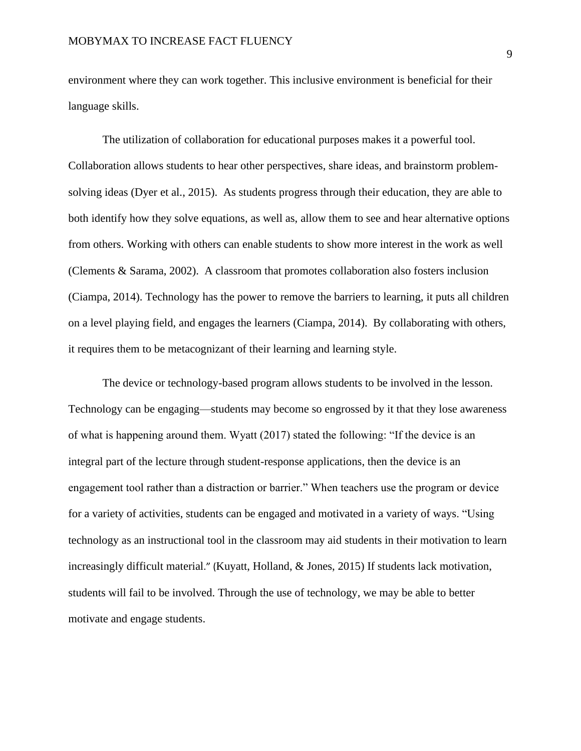environment where they can work together. This inclusive environment is beneficial for their language skills.

The utilization of collaboration for educational purposes makes it a powerful tool. Collaboration allows students to hear other perspectives, share ideas, and brainstorm problem-solving ideas (Dyer et al., 2015). As students progress through their education, they are able to both identify how they solve equations, as well as, allow them to see and hear alternative options from others. Working with others can enable students to show more interest in the work as well (Clements & Sarama, 2002). A classroom that promotes collaboration also fosters inclusion (Ciampa, 2014). Technology has the power to remove the barriers to learning, it puts all children on a level playing field, and engages the learners (Ciampa, 2014). By collaborating with others, it requires them to be metacognizant of their learning and learning style.

The device or technology-based program allows students to be involved in the lesson. Technology can be engaging—students may become so engrossed by it that they lose awareness of what is happening around them. Wyatt (2017) stated the following: "If the device is an integral part of the lecture through student-response applications, then the device is an engagement tool rather than a distraction or barrier." When teachers use the program or device for a variety of activities, students can be engaged and motivated in a variety of ways. "Using technology as an instructional tool in the classroom may aid students in their motivation to learn increasingly difficult material." (Kuyatt, Holland, & Jones, 2015) If students lack motivation, students will fail to be involved. Through the use of technology, we may be able to better motivate and engage students.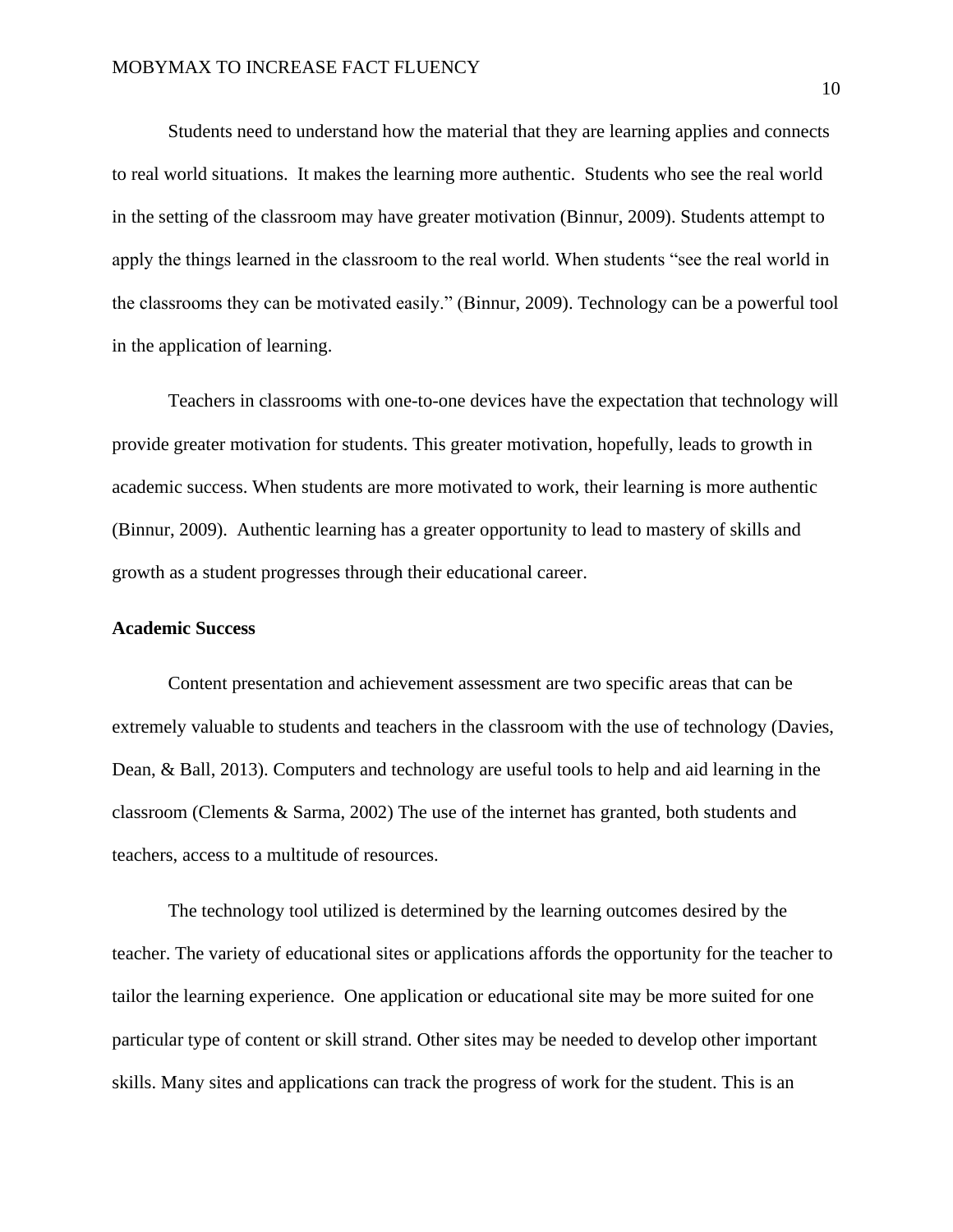Students need to understand how the material that they are learning applies and connects to real world situations.  It makes the learning more authentic.  Students who see the real world in the setting of the classroom may have greater motivation (Binnur, 2009). Students attempt to apply the things learned in the classroom to the real world. When students "see the real world in the classrooms they can be motivated easily." (Binnur, 2009). Technology can be a powerful tool in the application of learning.

Teachers in classrooms with one-to-one devices have the expectation that technology will provide greater motivation for students. This greater motivation, hopefully, leads to growth in academic success. When students are more motivated to work, their learning is more authentic (Binnur, 2009).  Authentic learning has a greater opportunity to lead to mastery of skills and growth as a student progresses through their educational career.

**Academic Success**

Content presentation and achievement assessment are two specific areas that can be extremely valuable to students and teachers in the classroom with the use of technology (Davies, Dean, & Ball, 2013). Computers and technology are useful tools to help and aid learning in the classroom (Clements & Sarma, 2002) The use of the internet has granted, both students and teachers, access to a multitude of resources.

The technology tool utilized is determined by the learning outcomes desired by the teacher. The variety of educational sites or applications affords the opportunity for the teacher to tailor the learning experience.  One application or educational site may be more suited for one particular type of content or skill strand. Other sites may be needed to develop other important skills. Many sites and applications can track the progress of work for the student. This is an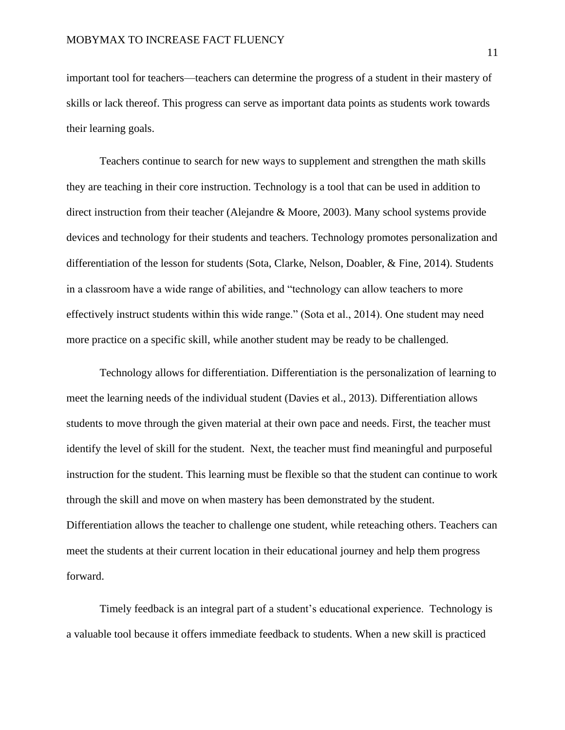important tool for teachers—teachers can determine the progress of a student in their mastery of skills or lack thereof. This progress can serve as important data points as students work towards their learning goals.

Teachers continue to search for new ways to supplement and strengthen the math skills they are teaching in their core instruction. Technology is a tool that can be used in addition to direct instruction from their teacher (Alejandre & Moore, 2003). Many school systems provide devices and technology for their students and teachers. Technology promotes personalization and differentiation of the lesson for students (Sota, Clarke, Nelson, Doabler, & Fine, 2014). Students in a classroom have a wide range of abilities, and "technology can allow teachers to more effectively instruct students within this wide range." (Sota et al., 2014). One student may need more practice on a specific skill, while another student may be ready to be challenged.

Technology allows for differentiation. Differentiation is the personalization of learning to meet the learning needs of the individual student (Davies et al., 2013). Differentiation allows students to move through the given material at their own pace and needs. First, the teacher must identify the level of skill for the student. Next, the teacher must find meaningful and purposeful instruction for the student. This learning must be flexible so that the student can continue to work through the skill and move on when mastery has been demonstrated by the student. Differentiation allows the teacher to challenge one student, while reteaching others. Teachers can meet the students at their current location in their educational journey and help them progress forward.

Timely feedback is an integral part of a student's educational experience. Technology is a valuable tool because it offers immediate feedback to students. When a new skill is practiced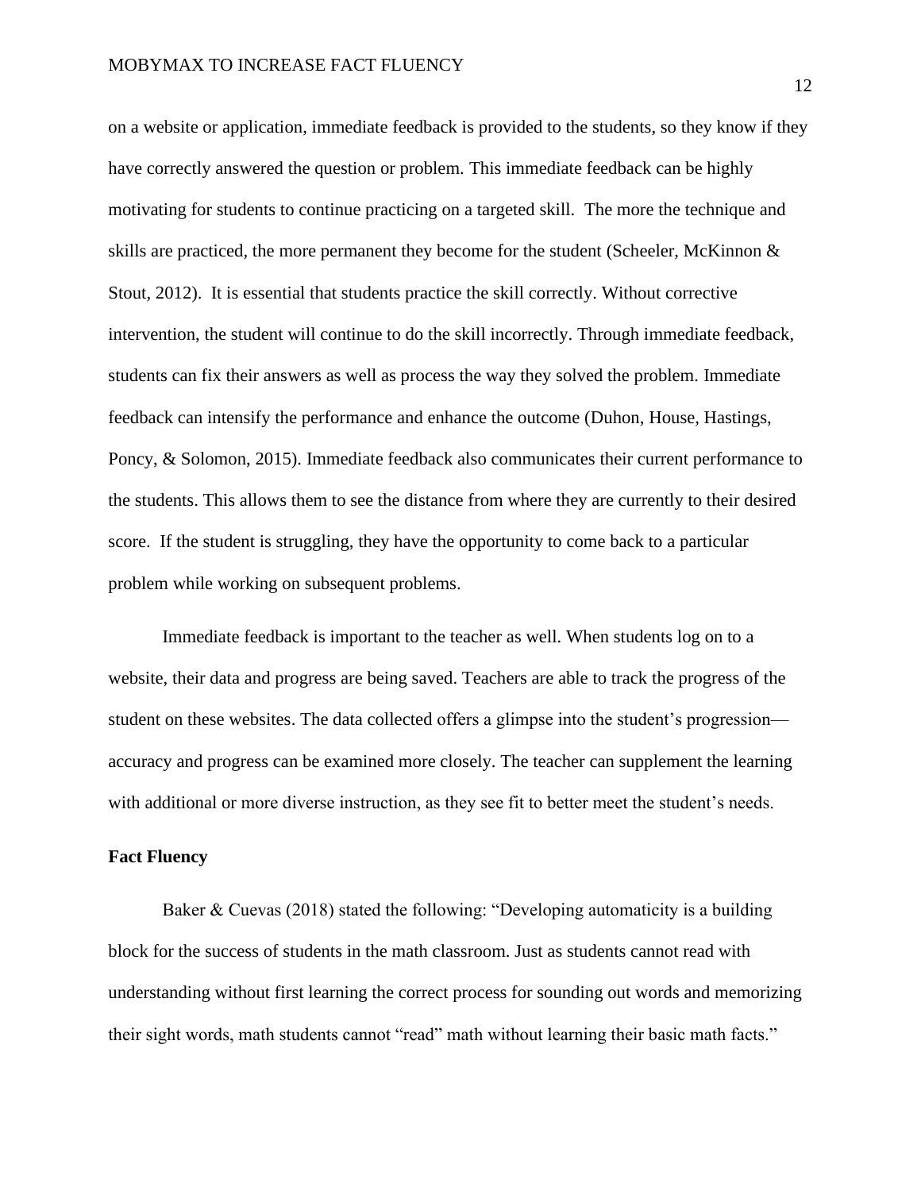on a website or application, immediate feedback is provided to the students, so they know if they have correctly answered the question or problem. This immediate feedback can be highly motivating for students to continue practicing on a targeted skill. The more the technique and skills are practiced, the more permanent they become for the student (Scheeler, McKinnon & Stout, 2012). It is essential that students practice the skill correctly. Without corrective intervention, the student will continue to do the skill incorrectly. Through immediate feedback, students can fix their answers as well as process the way they solved the problem. Immediate feedback can intensify the performance and enhance the outcome (Duhon, House, Hastings, Poncy, & Solomon, 2015). Immediate feedback also communicates their current performance to the students. This allows them to see the distance from where they are currently to their desired score. If the student is struggling, they have the opportunity to come back to a particular problem while working on subsequent problems.

Immediate feedback is important to the teacher as well. When students log on to a website, their data and progress are being saved. Teachers are able to track the progress of the student on these websites. The data collected offers a glimpse into the student's progression—accuracy and progress can be examined more closely. The teacher can supplement the learning with additional or more diverse instruction, as they see fit to better meet the student's needs.

**Fact Fluency**

Baker & Cuevas (2018) stated the following: "Developing automaticity is a building block for the success of students in the math classroom. Just as students cannot read with understanding without first learning the correct process for sounding out words and memorizing their sight words, math students cannot "read" math without learning their basic math facts."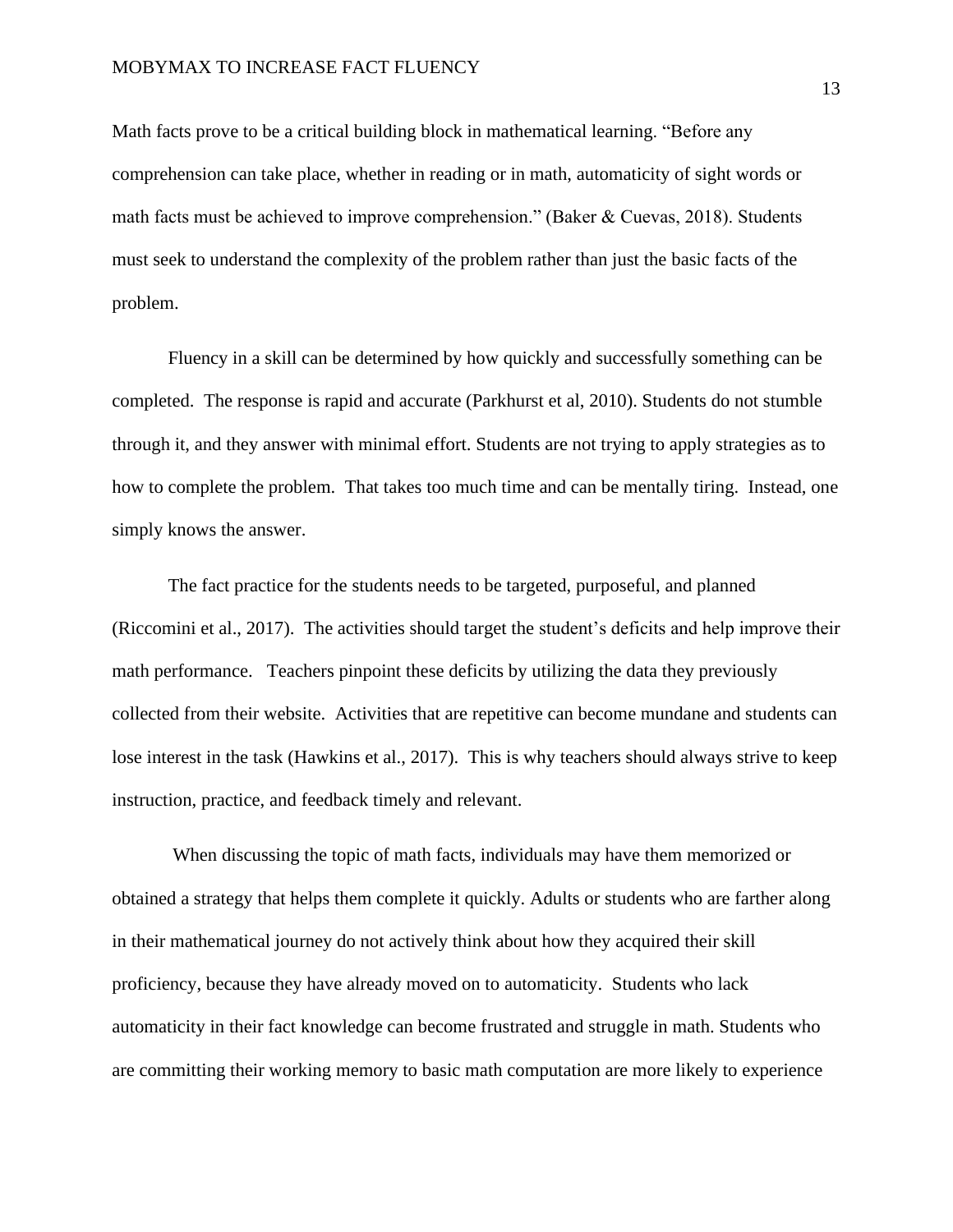Math facts prove to be a critical building block in mathematical learning. "Before any comprehension can take place, whether in reading or in math, automaticity of sight words or math facts must be achieved to improve comprehension." (Baker & Cuevas, 2018). Students must seek to understand the complexity of the problem rather than just the basic facts of the problem.

Fluency in a skill can be determined by how quickly and successfully something can be completed. The response is rapid and accurate (Parkhurst et al, 2010). Students do not stumble through it, and they answer with minimal effort. Students are not trying to apply strategies as to how to complete the problem. That takes too much time and can be mentally tiring. Instead, one simply knows the answer.

The fact practice for the students needs to be targeted, purposeful, and planned (Riccomini et al., 2017). The activities should target the student's deficits and help improve their math performance. Teachers pinpoint these deficits by utilizing the data they previously collected from their website. Activities that are repetitive can become mundane and students can lose interest in the task (Hawkins et al., 2017). This is why teachers should always strive to keep instruction, practice, and feedback timely and relevant.

When discussing the topic of math facts, individuals may have them memorized or obtained a strategy that helps them complete it quickly. Adults or students who are farther along in their mathematical journey do not actively think about how they acquired their skill proficiency, because they have already moved on to automaticity. Students who lack automaticity in their fact knowledge can become frustrated and struggle in math. Students who are committing their working memory to basic math computation are more likely to experience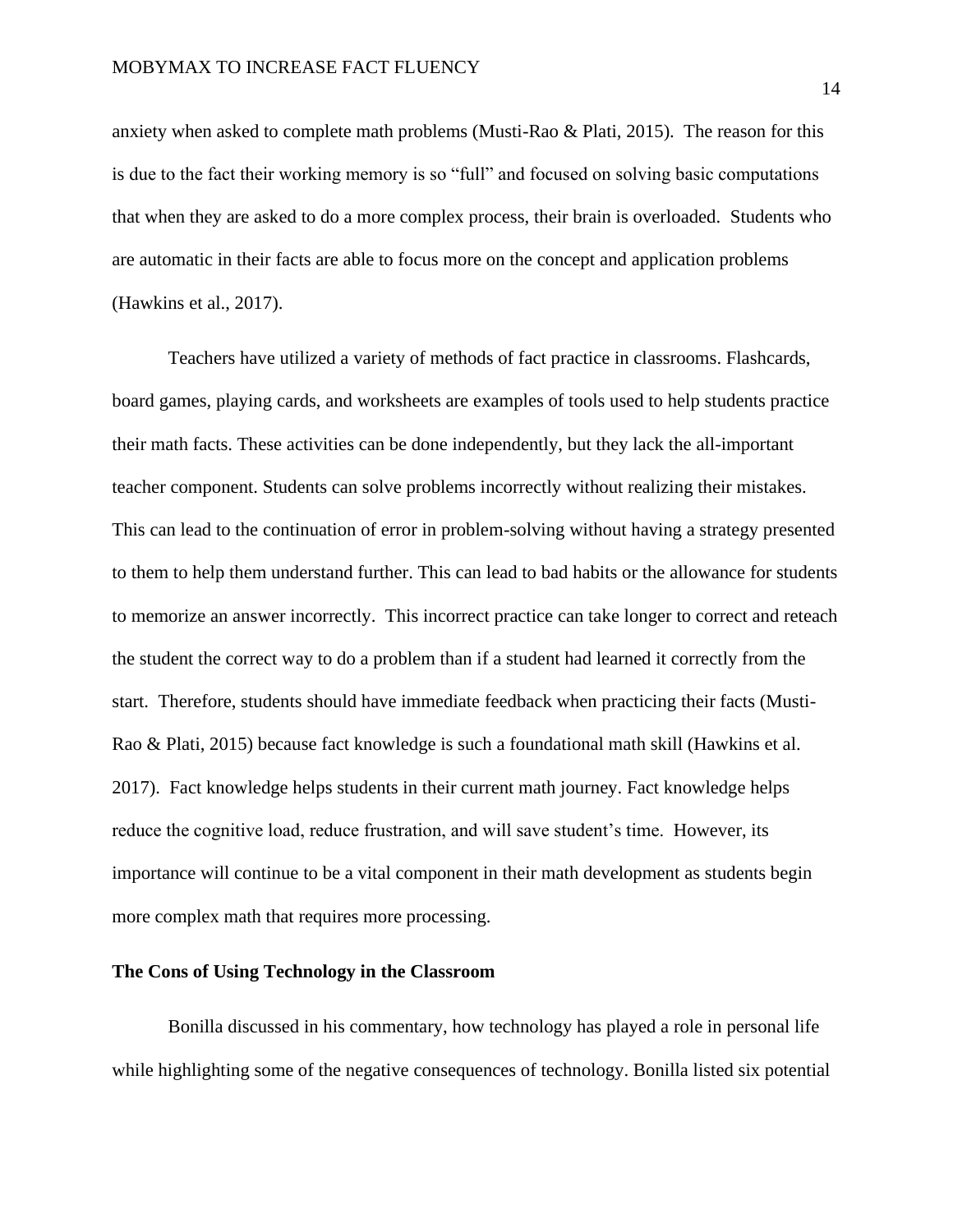anxiety when asked to complete math problems (Musti-Rao & Plati, 2015). The reason for this is due to the fact their working memory is so "full" and focused on solving basic computations that when they are asked to do a more complex process, their brain is overloaded. Students who are automatic in their facts are able to focus more on the concept and application problems (Hawkins et al., 2017).

Teachers have utilized a variety of methods of fact practice in classrooms. Flashcards, board games, playing cards, and worksheets are examples of tools used to help students practice their math facts. These activities can be done independently, but they lack the all-important teacher component. Students can solve problems incorrectly without realizing their mistakes. This can lead to the continuation of error in problem-solving without having a strategy presented to them to help them understand further. This can lead to bad habits or the allowance for students to memorize an answer incorrectly. This incorrect practice can take longer to correct and reteach the student the correct way to do a problem than if a student had learned it correctly from the start. Therefore, students should have immediate feedback when practicing their facts (Musti-Rao & Plati, 2015) because fact knowledge is such a foundational math skill (Hawkins et al. 2017). Fact knowledge helps students in their current math journey. Fact knowledge helps reduce the cognitive load, reduce frustration, and will save student's time. However, its importance will continue to be a vital component in their math development as students begin more complex math that requires more processing.

**The Cons of Using Technology in the Classroom**

Bonilla discussed in his commentary, how technology has played a role in personal life while highlighting some of the negative consequences of technology. Bonilla listed six potential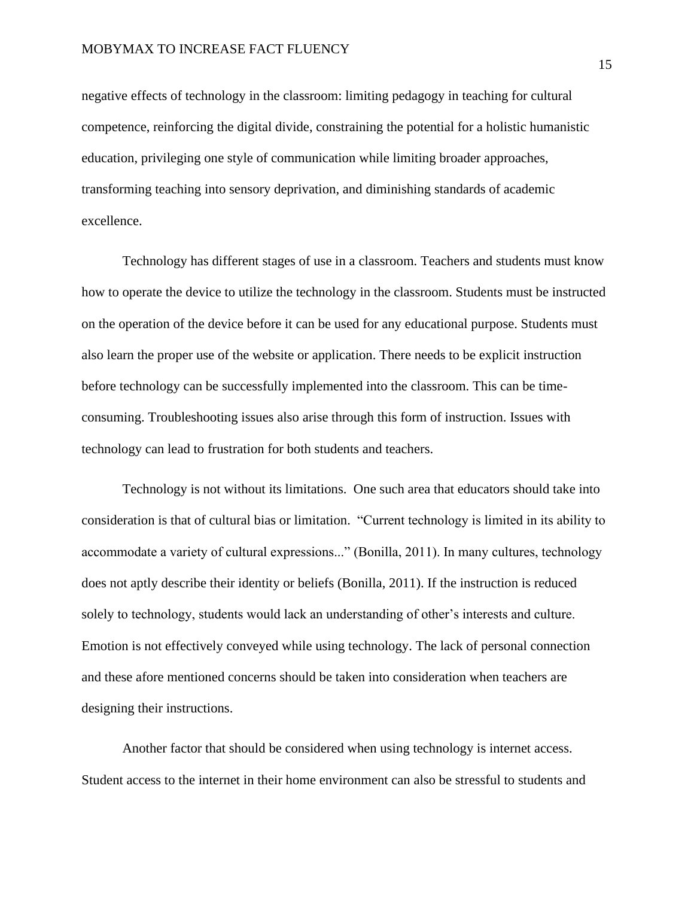negative effects of technology in the classroom: limiting pedagogy in teaching for cultural competence, reinforcing the digital divide, constraining the potential for a holistic humanistic education, privileging one style of communication while limiting broader approaches, transforming teaching into sensory deprivation, and diminishing standards of academic excellence.

Technology has different stages of use in a classroom. Teachers and students must know how to operate the device to utilize the technology in the classroom. Students must be instructed on the operation of the device before it can be used for any educational purpose. Students must also learn the proper use of the website or application. There needs to be explicit instruction before technology can be successfully implemented into the classroom. This can be time-consuming. Troubleshooting issues also arise through this form of instruction. Issues with technology can lead to frustration for both students and teachers.

Technology is not without its limitations. One such area that educators should take into consideration is that of cultural bias or limitation. "Current technology is limited in its ability to accommodate a variety of cultural expressions..." (Bonilla, 2011). In many cultures, technology does not aptly describe their identity or beliefs (Bonilla, 2011). If the instruction is reduced solely to technology, students would lack an understanding of other's interests and culture. Emotion is not effectively conveyed while using technology. The lack of personal connection and these afore mentioned concerns should be taken into consideration when teachers are designing their instructions.

Another factor that should be considered when using technology is internet access. Student access to the internet in their home environment can also be stressful to students and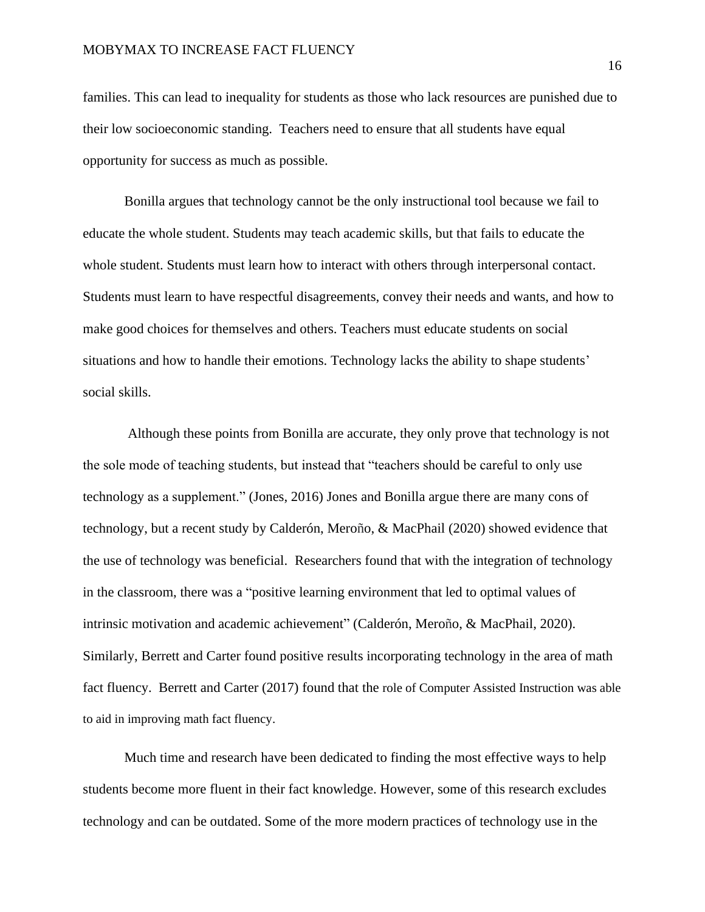families. This can lead to inequality for students as those who lack resources are punished due to their low socioeconomic standing. Teachers need to ensure that all students have equal opportunity for success as much as possible.

Bonilla argues that technology cannot be the only instructional tool because we fail to educate the whole student. Students may teach academic skills, but that fails to educate the whole student. Students must learn how to interact with others through interpersonal contact. Students must learn to have respectful disagreements, convey their needs and wants, and how to make good choices for themselves and others. Teachers must educate students on social situations and how to handle their emotions. Technology lacks the ability to shape students' social skills.

Although these points from Bonilla are accurate, they only prove that technology is not the sole mode of teaching students, but instead that "teachers should be careful to only use technology as a supplement." (Jones, 2016) Jones and Bonilla argue there are many cons of technology, but a recent study by Calderón, Meroño, & MacPhail (2020) showed evidence that the use of technology was beneficial. Researchers found that with the integration of technology in the classroom, there was a "positive learning environment that led to optimal values of intrinsic motivation and academic achievement" (Calderón, Meroño, & MacPhail, 2020). Similarly, Berrett and Carter found positive results incorporating technology in the area of math fact fluency. Berrett and Carter (2017) found that the role of Computer Assisted Instruction was able to aid in improving math fact fluency.

Much time and research have been dedicated to finding the most effective ways to help students become more fluent in their fact knowledge. However, some of this research excludes technology and can be outdated. Some of the more modern practices of technology use in the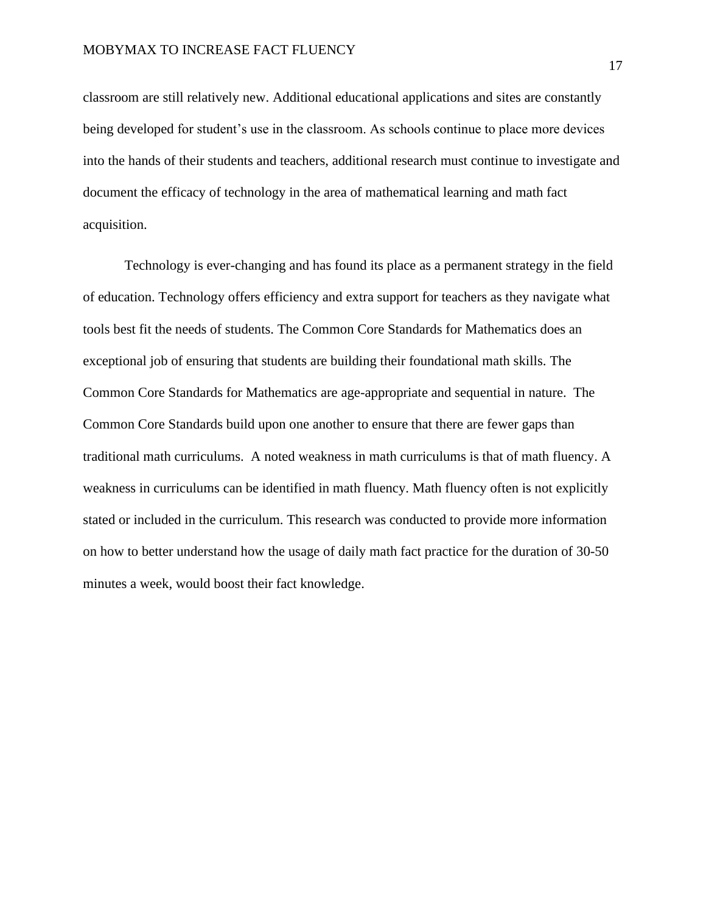classroom are still relatively new. Additional educational applications and sites are constantly being developed for student's use in the classroom. As schools continue to place more devices into the hands of their students and teachers, additional research must continue to investigate and document the efficacy of technology in the area of mathematical learning and math fact acquisition.

Technology is ever-changing and has found its place as a permanent strategy in the field of education. Technology offers efficiency and extra support for teachers as they navigate what tools best fit the needs of students. The Common Core Standards for Mathematics does an exceptional job of ensuring that students are building their foundational math skills. The Common Core Standards for Mathematics are age-appropriate and sequential in nature. The Common Core Standards build upon one another to ensure that there are fewer gaps than traditional math curriculums. A noted weakness in math curriculums is that of math fluency. A weakness in curriculums can be identified in math fluency. Math fluency often is not explicitly stated or included in the curriculum. This research was conducted to provide more information on how to better understand how the usage of daily math fact practice for the duration of 30-50 minutes a week, would boost their fact knowledge.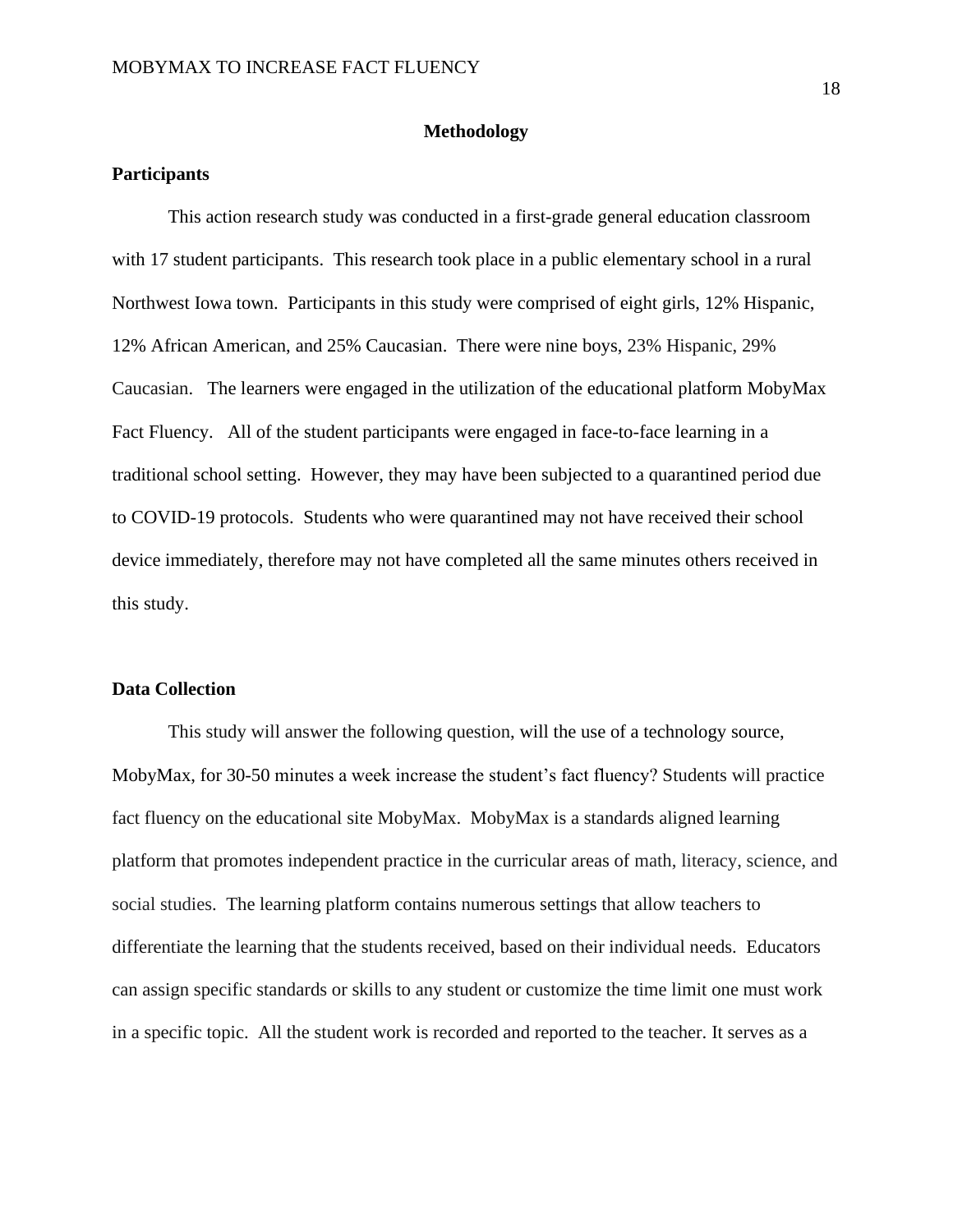# Methodology

## Participants

This action research study was conducted in a first-grade general education classroom with 17 student participants. This research took place in a public elementary school in a rural Northwest Iowa town. Participants in this study were comprised of eight girls, 12% Hispanic, 12% African American, and 25% Caucasian. There were nine boys, 23% Hispanic, 29% Caucasian. The learners were engaged in the utilization of the educational platform MobyMax Fact Fluency. All of the student participants were engaged in face-to-face learning in a traditional school setting. However, they may have been subjected to a quarantined period due to COVID-19 protocols. Students who were quarantined may not have received their school device immediately, therefore may not have completed all the same minutes others received in this study.

## Data Collection

This study will answer the following question, will the use of a technology source, MobyMax, for 30-50 minutes a week increase the student's fact fluency? Students will practice fact fluency on the educational site MobyMax. MobyMax is a standards aligned learning platform that promotes independent practice in the curricular areas of math, literacy, science, and social studies. The learning platform contains numerous settings that allow teachers to differentiate the learning that the students received, based on their individual needs. Educators can assign specific standards or skills to any student or customize the time limit one must work in a specific topic. All the student work is recorded and reported to the teacher. It serves as a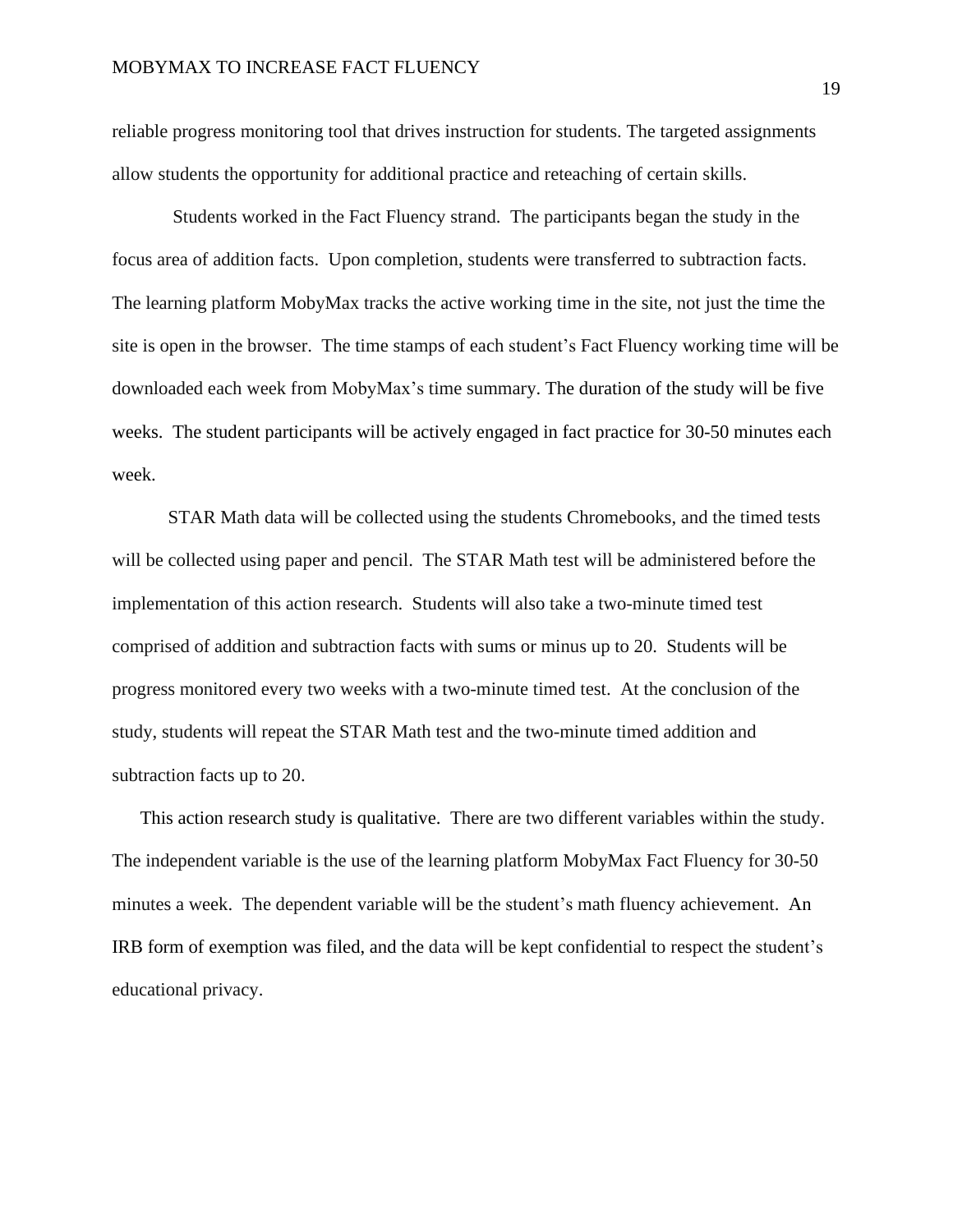reliable progress monitoring tool that drives instruction for students. The targeted assignments allow students the opportunity for additional practice and reteaching of certain skills.

Students worked in the Fact Fluency strand. The participants began the study in the focus area of addition facts. Upon completion, students were transferred to subtraction facts. The learning platform MobyMax tracks the active working time in the site, not just the time the site is open in the browser. The time stamps of each student's Fact Fluency working time will be downloaded each week from MobyMax's time summary. The duration of the study will be five weeks. The student participants will be actively engaged in fact practice for 30-50 minutes each week.

STAR Math data will be collected using the students Chromebooks, and the timed tests will be collected using paper and pencil. The STAR Math test will be administered before the implementation of this action research. Students will also take a two-minute timed test comprised of addition and subtraction facts with sums or minus up to 20. Students will be progress monitored every two weeks with a two-minute timed test. At the conclusion of the study, students will repeat the STAR Math test and the two-minute timed addition and subtraction facts up to 20.

This action research study is qualitative. There are two different variables within the study. The independent variable is the use of the learning platform MobyMax Fact Fluency for 30-50 minutes a week. The dependent variable will be the student's math fluency achievement. An IRB form of exemption was filed, and the data will be kept confidential to respect the student's educational privacy.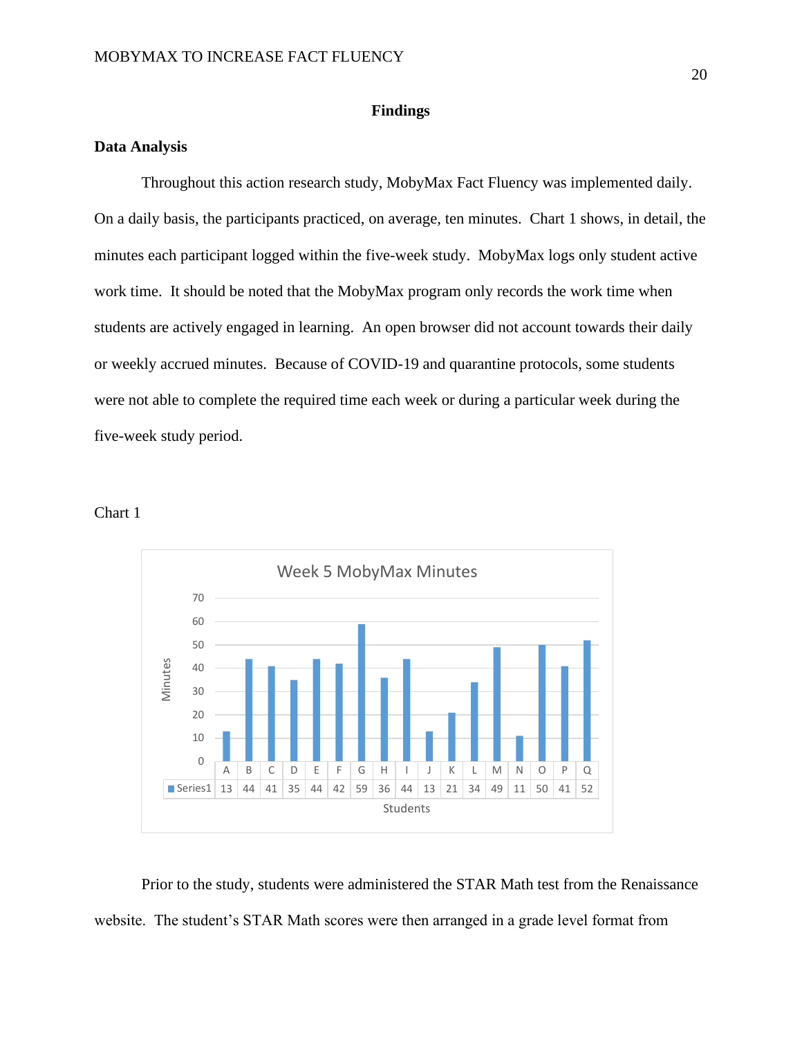## Findings

### Data Analysis

Throughout this action research study, MobyMax Fact Fluency was implemented daily. On a daily basis, the participants practiced, on average, ten minutes. Chart 1 shows, in detail, the minutes each participant logged within the five-week study. MobyMax logs only student active work time. It should be noted that the MobyMax program only records the work time when students are actively engaged in learning. An open browser did not account towards their daily or weekly accrued minutes. Because of COVID-19 and quarantine protocols, some students were not able to complete the required time each week or during a particular week during the five-week study period.

Chart 1

Week 5 MobyMax Minutes

| Students | A | B | C | D | E | F | G | H | I | J | K | L | M | N | O | P | Q |
|---|---|---|---|---|---|---|---|---|---|---|---|---|---|---|---|---|---|
| Series1 | 13 | 44 | 41 | 35 | 44 | 42 | 59 | 36 | 44 | 13 | 21 | 34 | 49 | 11 | 50 | 41 | 52 |

Prior to the study, students were administered the STAR Math test from the Renaissance website. The student's STAR Math scores were then arranged in a grade level format from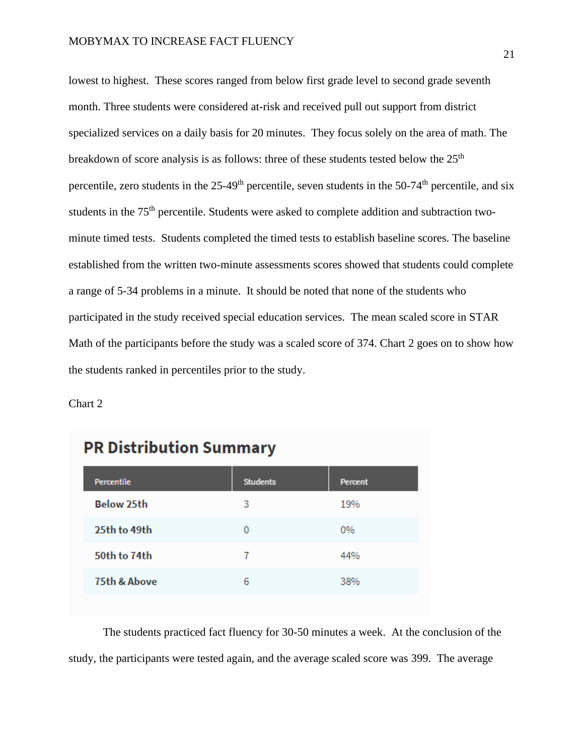lowest to highest. These scores ranged from below first grade level to second grade seventh month. Three students were considered at-risk and received pull out support from district specialized services on a daily basis for 20 minutes. They focus solely on the area of math. The breakdown of score analysis is as follows: three of these students tested below the 25th percentile, zero students in the 25-49th percentile, seven students in the 50-74th percentile, and six students in the 75th percentile. Students were asked to complete addition and subtraction two-minute timed tests. Students completed the timed tests to establish baseline scores. The baseline established from the written two-minute assessments scores showed that students could complete a range of 5-34 problems in a minute. It should be noted that none of the students who participated in the study received special education services. The mean scaled score in STAR Math of the participants before the study was a scaled score of 374. Chart 2 goes on to show how the students ranked in percentiles prior to the study.

Chart 2

**PR Distribution Summary**

| Percentile | Students | Percent |
| --- | --- | --- |
| **Below 25th** | 3 | 19% |
| **25th to 49th** | 0 | 0% |
| **50th to 74th** | 7 | 44% |
| **75th & Above** | 6 | 38% |

The students practiced fact fluency for 30-50 minutes a week. At the conclusion of the study, the participants were tested again, and the average scaled score was 399. The average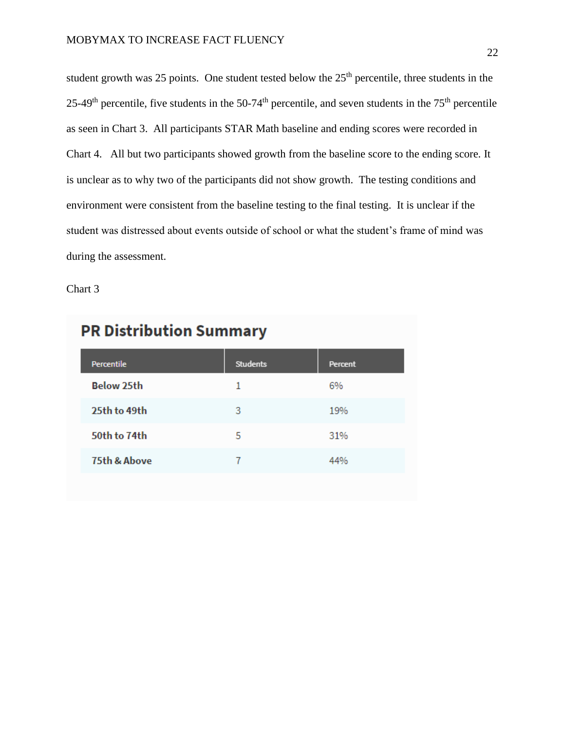student growth was 25 points. One student tested below the 25th percentile, three students in the 25-49th percentile, five students in the 50-74th percentile, and seven students in the 75th percentile as seen in Chart 3. All participants STAR Math baseline and ending scores were recorded in Chart 4. All but two participants showed growth from the baseline score to the ending score. It is unclear as to why two of the participants did not show growth. The testing conditions and environment were consistent from the baseline testing to the final testing. It is unclear if the student was distressed about events outside of school or what the student's frame of mind was during the assessment.

Chart 3

**PR Distribution Summary**

| Percentile | Students | Percent |
|---|---|---|
| **Below 25th** | 1 | 6% |
| **25th to 49th** | 3 | 19% |
| **50th to 74th** | 5 | 31% |
| **75th & Above** | 7 | 44% |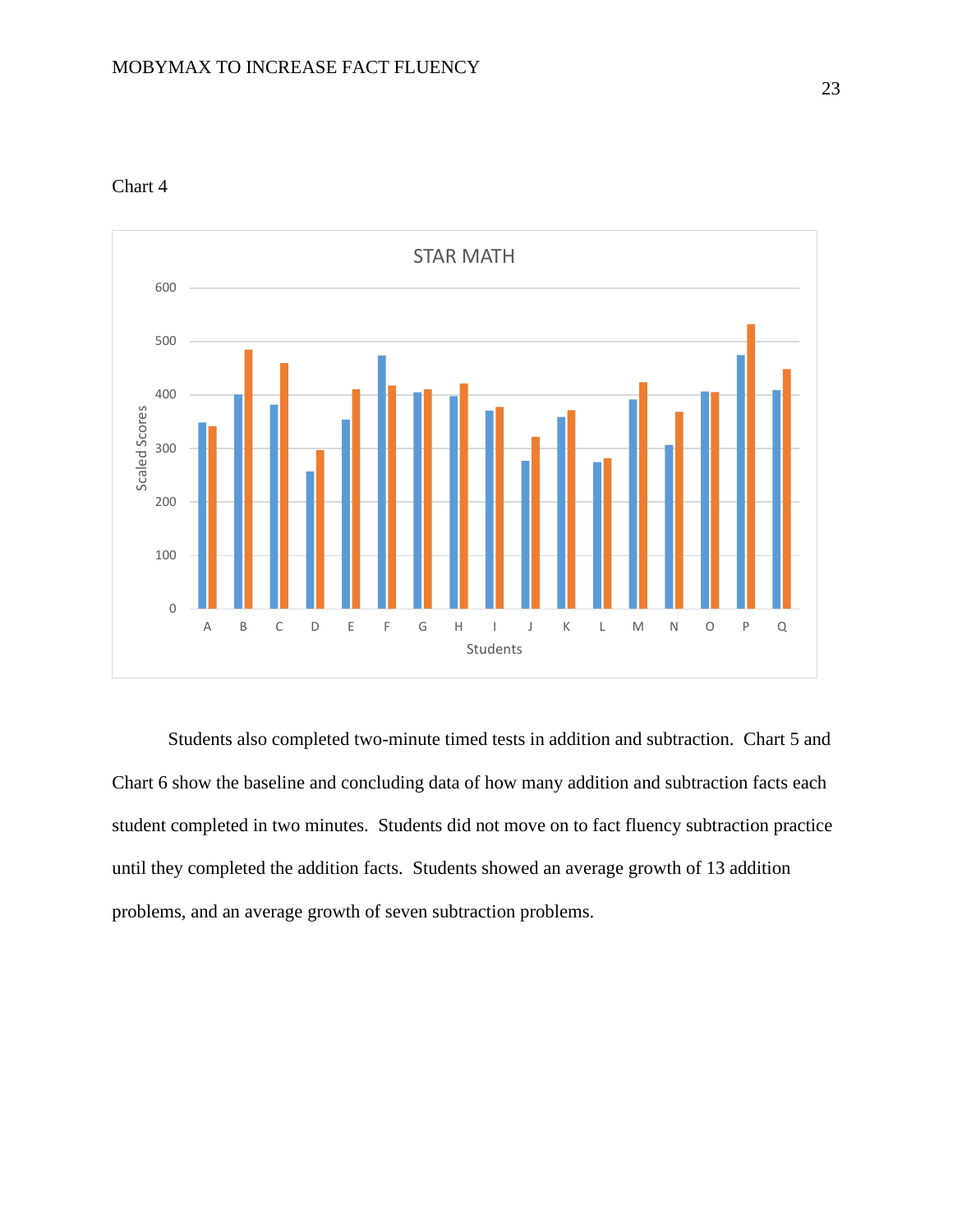Chart 4

Students also completed two-minute timed tests in addition and subtraction. Chart 5 and Chart 6 show the baseline and concluding data of how many addition and subtraction facts each student completed in two minutes. Students did not move on to fact fluency subtraction practice until they completed the addition facts. Students showed an average growth of 13 addition problems, and an average growth of seven subtraction problems.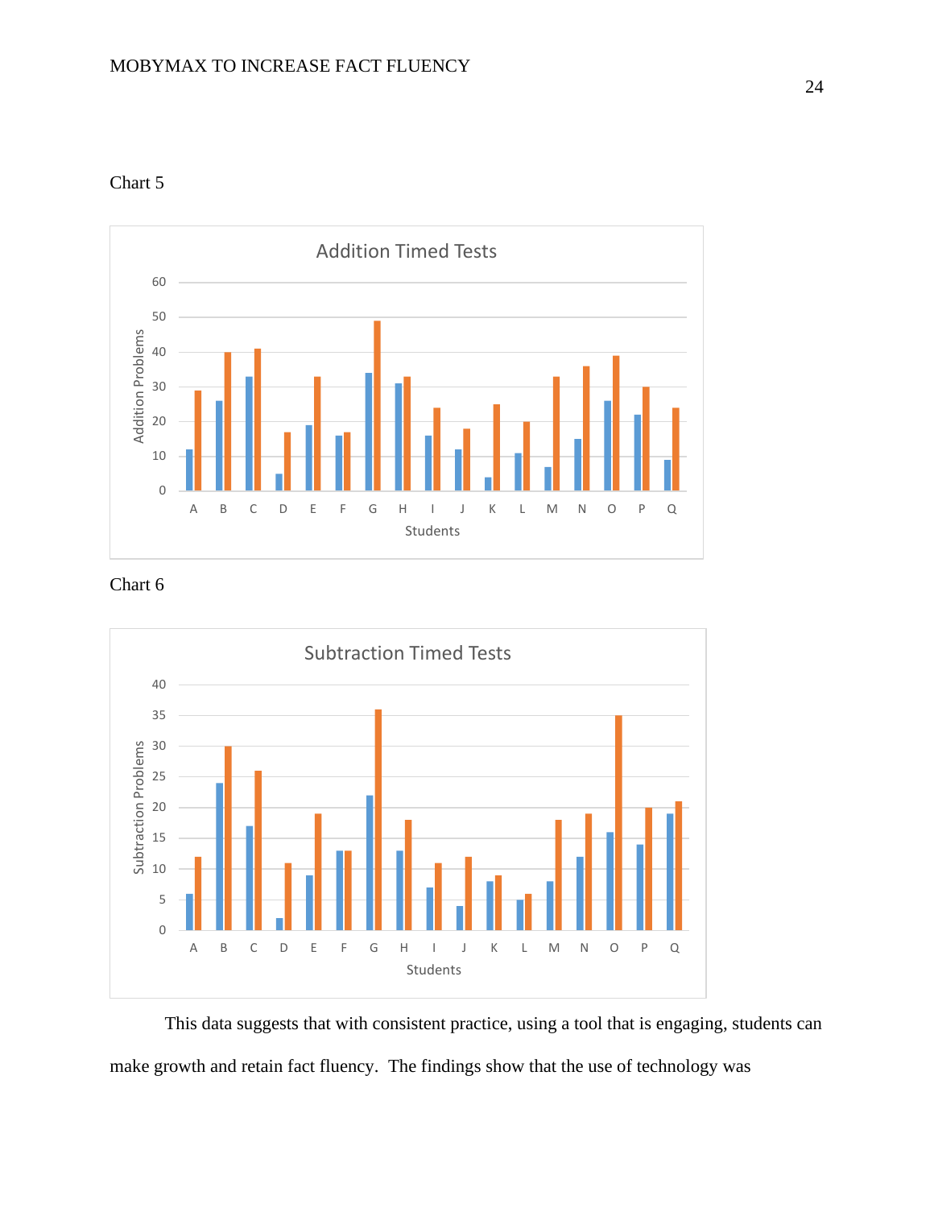Chart 5

Addition Timed Tests

Chart 6

Subtraction Timed Tests

This data suggests that with consistent practice, using a tool that is engaging, students can make growth and retain fact fluency. The findings show that the use of technology was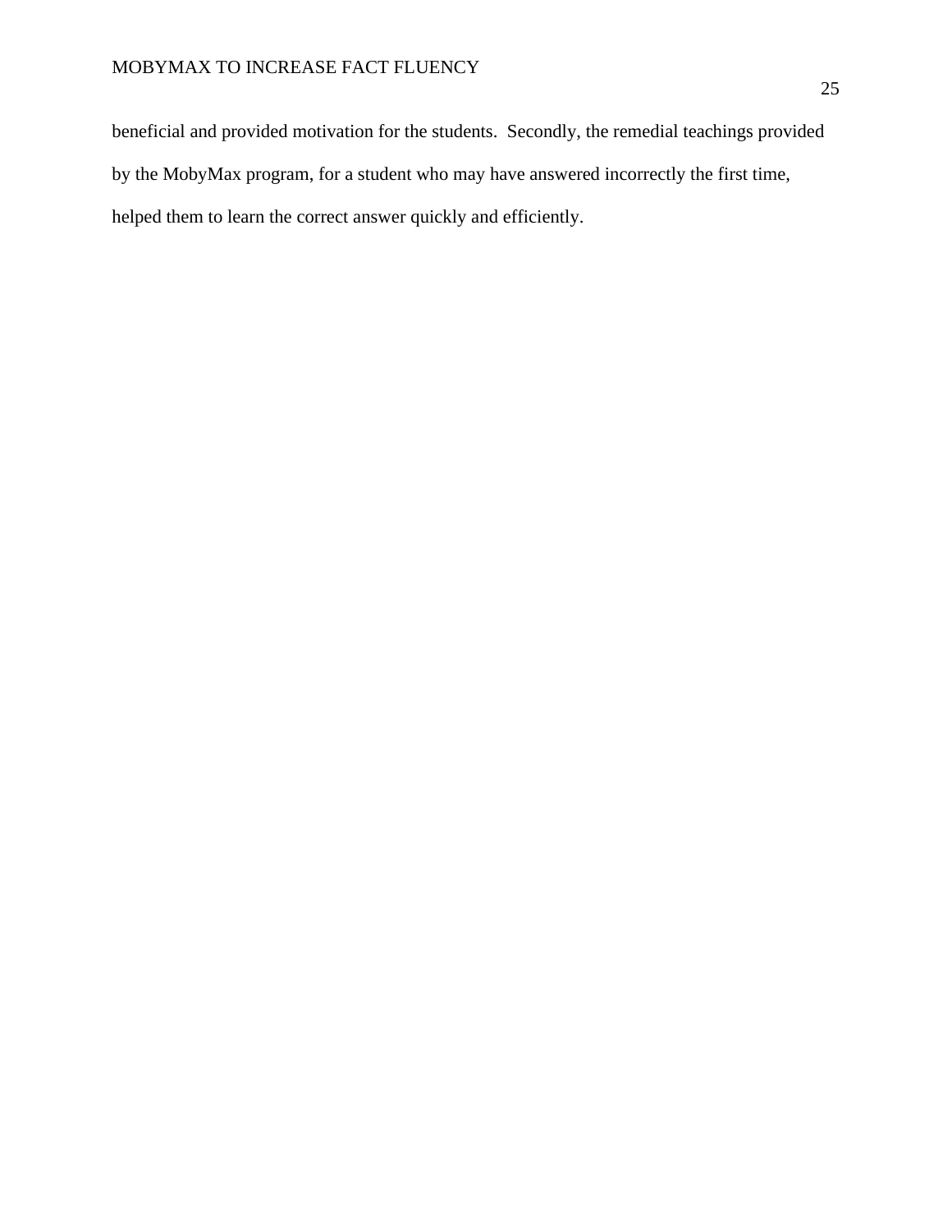beneficial and provided motivation for the students. Secondly, the remedial teachings provided by the MobyMax program, for a student who may have answered incorrectly the first time, helped them to learn the correct answer quickly and efficiently.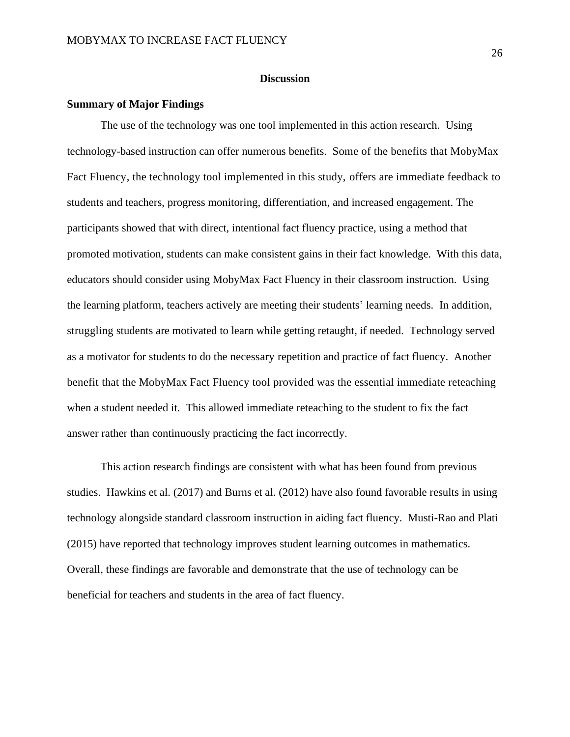# Discussion

## Summary of Major Findings

The use of the technology was one tool implemented in this action research. Using technology-based instruction can offer numerous benefits. Some of the benefits that MobyMax Fact Fluency, the technology tool implemented in this study, offers are immediate feedback to students and teachers, progress monitoring, differentiation, and increased engagement. The participants showed that with direct, intentional fact fluency practice, using a method that promoted motivation, students can make consistent gains in their fact knowledge. With this data, educators should consider using MobyMax Fact Fluency in their classroom instruction. Using the learning platform, teachers actively are meeting their students' learning needs. In addition, struggling students are motivated to learn while getting retaught, if needed. Technology served as a motivator for students to do the necessary repetition and practice of fact fluency. Another benefit that the MobyMax Fact Fluency tool provided was the essential immediate reteaching when a student needed it. This allowed immediate reteaching to the student to fix the fact answer rather than continuously practicing the fact incorrectly.

This action research findings are consistent with what has been found from previous studies. Hawkins et al. (2017) and Burns et al. (2012) have also found favorable results in using technology alongside standard classroom instruction in aiding fact fluency. Musti-Rao and Plati (2015) have reported that technology improves student learning outcomes in mathematics. Overall, these findings are favorable and demonstrate that the use of technology can be beneficial for teachers and students in the area of fact fluency.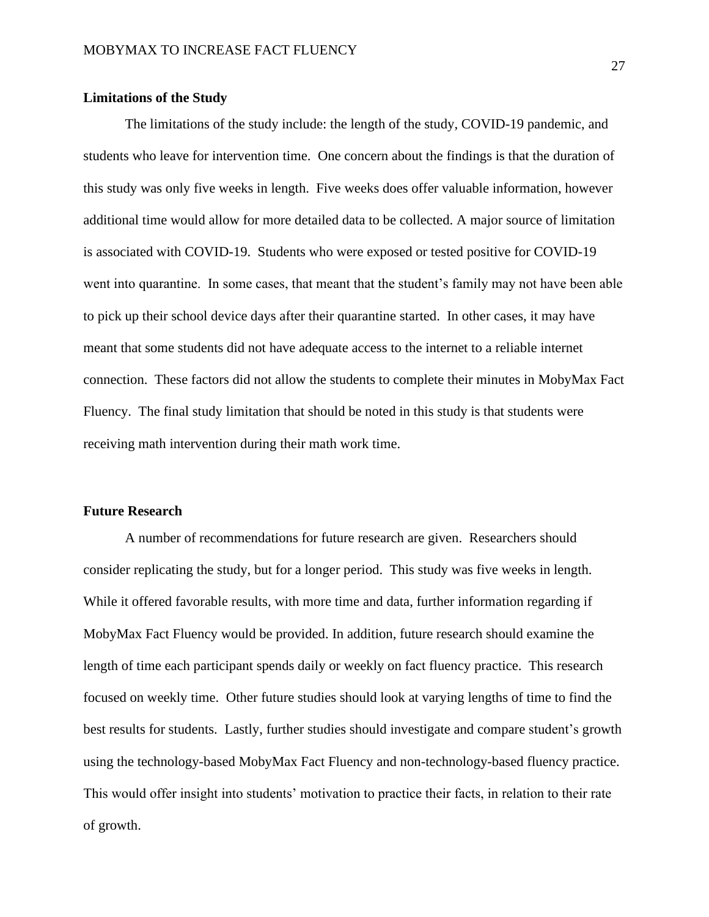**Limitations of the Study**

The limitations of the study include: the length of the study, COVID-19 pandemic, and students who leave for intervention time. One concern about the findings is that the duration of this study was only five weeks in length. Five weeks does offer valuable information, however additional time would allow for more detailed data to be collected. A major source of limitation is associated with COVID-19. Students who were exposed or tested positive for COVID-19 went into quarantine. In some cases, that meant that the student's family may not have been able to pick up their school device days after their quarantine started. In other cases, it may have meant that some students did not have adequate access to the internet to a reliable internet connection. These factors did not allow the students to complete their minutes in MobyMax Fact Fluency. The final study limitation that should be noted in this study is that students were receiving math intervention during their math work time.

**Future Research**

A number of recommendations for future research are given. Researchers should consider replicating the study, but for a longer period. This study was five weeks in length. While it offered favorable results, with more time and data, further information regarding if MobyMax Fact Fluency would be provided. In addition, future research should examine the length of time each participant spends daily or weekly on fact fluency practice. This research focused on weekly time. Other future studies should look at varying lengths of time to find the best results for students. Lastly, further studies should investigate and compare student's growth using the technology-based MobyMax Fact Fluency and non-technology-based fluency practice. This would offer insight into students' motivation to practice their facts, in relation to their rate of growth.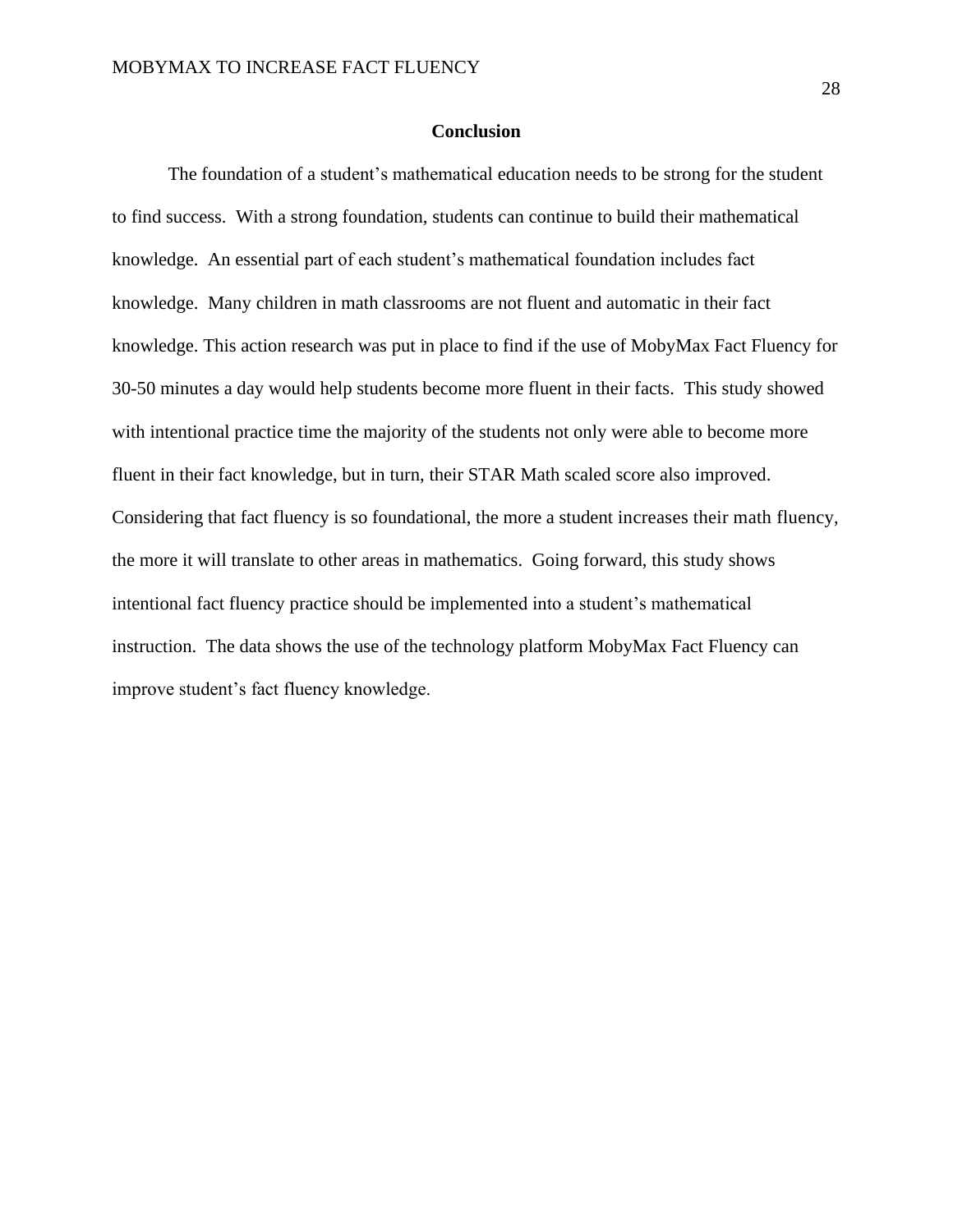## Conclusion

The foundation of a student's mathematical education needs to be strong for the student to find success. With a strong foundation, students can continue to build their mathematical knowledge. An essential part of each student's mathematical foundation includes fact knowledge. Many children in math classrooms are not fluent and automatic in their fact knowledge. This action research was put in place to find if the use of MobyMax Fact Fluency for 30-50 minutes a day would help students become more fluent in their facts. This study showed with intentional practice time the majority of the students not only were able to become more fluent in their fact knowledge, but in turn, their STAR Math scaled score also improved. Considering that fact fluency is so foundational, the more a student increases their math fluency, the more it will translate to other areas in mathematics. Going forward, this study shows intentional fact fluency practice should be implemented into a student's mathematical instruction. The data shows the use of the technology platform MobyMax Fact Fluency can improve student's fact fluency knowledge.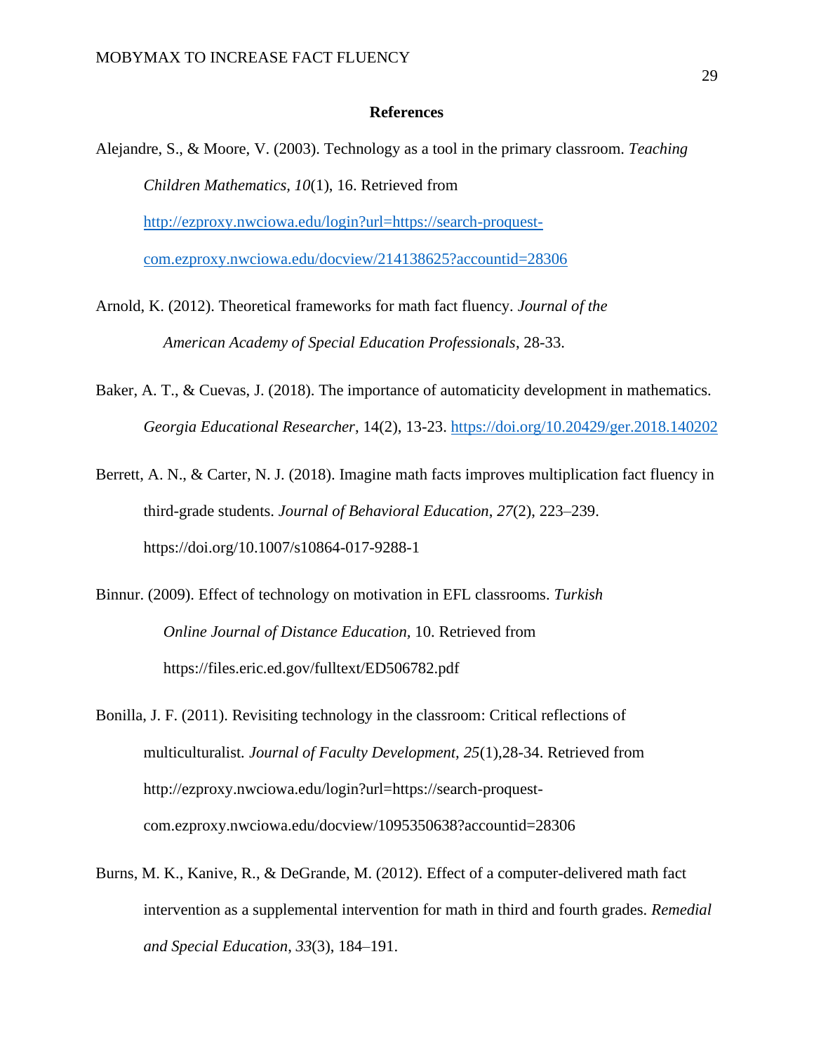# References

Alejandre, S., & Moore, V. (2003). Technology as a tool in the primary classroom. *Teaching Children Mathematics, 10*(1), 16. Retrieved from http://ezproxy.nwciowa.edu/login?url=https://search-proquest-com.ezproxy.nwciowa.edu/docview/214138625?accountid=28306

Arnold, K. (2012). Theoretical frameworks for math fact fluency. *Journal of the American Academy of Special Education Professionals*, 28-33.

Baker, A. T., & Cuevas, J. (2018). The importance of automaticity development in mathematics. *Georgia Educational Researcher*, 14(2), 13-23. https://doi.org/10.20429/ger.2018.140202

Berrett, A. N., & Carter, N. J. (2018). Imagine math facts improves multiplication fact fluency in third-grade students. *Journal of Behavioral Education*, *27*(2), 223–239. https://doi.org/10.1007/s10864-017-9288-1

Binnur. (2009). Effect of technology on motivation in EFL classrooms. *Turkish Online Journal of Distance Education,* 10. Retrieved from https://files.eric.ed.gov/fulltext/ED506782.pdf

Bonilla, J. F. (2011). Revisiting technology in the classroom: Critical reflections of multiculturalist. *Journal of Faculty Development, 25*(1),28-34. Retrieved from http://ezproxy.nwciowa.edu/login?url=https://search-proquest-com.ezproxy.nwciowa.edu/docview/1095350638?accountid=28306

Burns, M. K., Kanive, R., & DeGrande, M. (2012). Effect of a computer-delivered math fact intervention as a supplemental intervention for math in third and fourth grades. *Remedial and Special Education*, *33*(3), 184–191.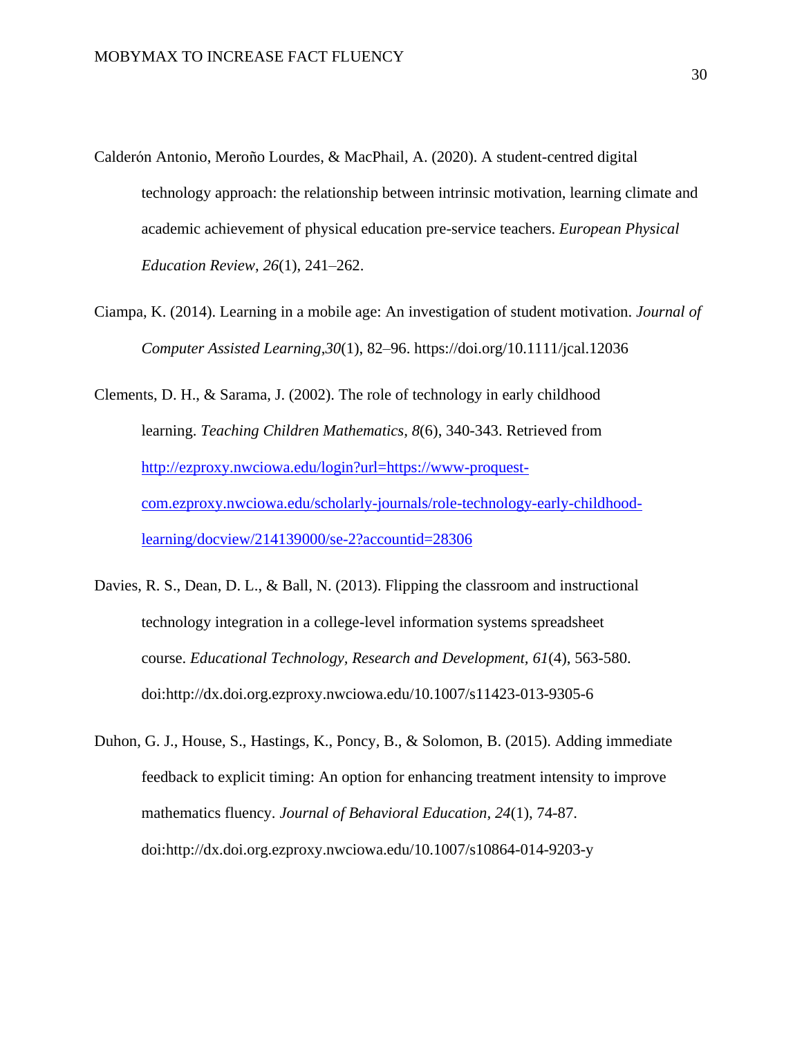Calderón Antonio, Meroño Lourdes, & MacPhail, A. (2020). A student-centred digital technology approach: the relationship between intrinsic motivation, learning climate and academic achievement of physical education pre-service teachers. *European Physical Education Review*, *26*(1), 241–262.

Ciampa, K. (2014). Learning in a mobile age: An investigation of student motivation. *Journal of Computer Assisted Learning*,*30*(1), 82–96. https://doi.org/10.1111/jcal.12036

Clements, D. H., & Sarama, J. (2002). The role of technology in early childhood learning. *Teaching Children Mathematics, 8*(6), 340-343. Retrieved from [http://ezproxy.nwciowa.edu/login?url=https://www-proquest-com.ezproxy.nwciowa.edu/scholarly-journals/role-technology-early-childhood-learning/docview/214139000/se-2?accountid=28306](http://ezproxy.nwciowa.edu/login?url=https://www-proquest-com.ezproxy.nwciowa.edu/scholarly-journals/role-technology-early-childhood-learning/docview/214139000/se-2?accountid=28306)

Davies, R. S., Dean, D. L., & Ball, N. (2013). Flipping the classroom and instructional technology integration in a college-level information systems spreadsheet course. *Educational Technology, Research and Development, 61*(4), 563-580. doi:http://dx.doi.org.ezproxy.nwciowa.edu/10.1007/s11423-013-9305-6

Duhon, G. J., House, S., Hastings, K., Poncy, B., & Solomon, B. (2015). Adding immediate feedback to explicit timing: An option for enhancing treatment intensity to improve mathematics fluency. *Journal of Behavioral Education, 24*(1), 74-87. doi:http://dx.doi.org.ezproxy.nwciowa.edu/10.1007/s10864-014-9203-y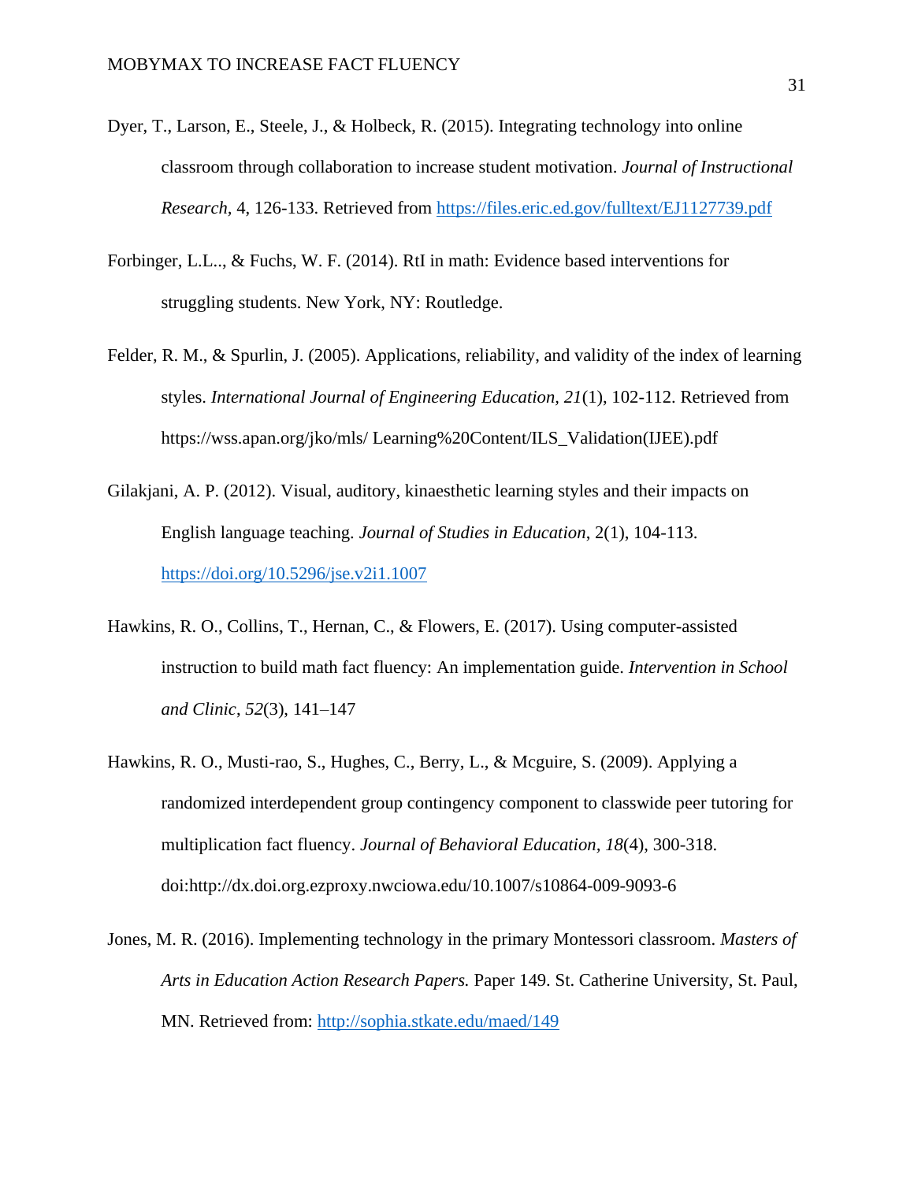Dyer, T., Larson, E., Steele, J., & Holbeck, R. (2015). Integrating technology into online classroom through collaboration to increase student motivation. *Journal of Instructional Research*, 4, 126-133. Retrieved from https://files.eric.ed.gov/fulltext/EJ1127739.pdf

Forbinger, L.L.., & Fuchs, W. F. (2014). RtI in math: Evidence based interventions for struggling students. New York, NY: Routledge.

Felder, R. M., & Spurlin, J. (2005). Applications, reliability, and validity of the index of learning styles. *International Journal of Engineering Education, 21*(1), 102-112. Retrieved from https://wss.apan.org/jko/mls/ Learning%20Content/ILS_Validation(IJEE).pdf

Gilakjani, A. P. (2012). Visual, auditory, kinaesthetic learning styles and their impacts on English language teaching. *Journal of Studies in Education*, 2(1), 104-113. https://doi.org/10.5296/jse.v2i1.1007

Hawkins, R. O., Collins, T., Hernan, C., & Flowers, E. (2017). Using computer-assisted instruction to build math fact fluency: An implementation guide. *Intervention in School and Clinic*, *52*(3), 141–147

Hawkins, R. O., Musti-rao, S., Hughes, C., Berry, L., & Mcguire, S. (2009). Applying a randomized interdependent group contingency component to classwide peer tutoring for multiplication fact fluency. *Journal of Behavioral Education, 18*(4), 300-318. doi:http://dx.doi.org.ezproxy.nwciowa.edu/10.1007/s10864-009-9093-6

Jones, M. R. (2016). Implementing technology in the primary Montessori classroom. *Masters of Arts in Education Action Research Papers.* Paper 149. St. Catherine University, St. Paul, MN. Retrieved from: http://sophia.stkate.edu/maed/149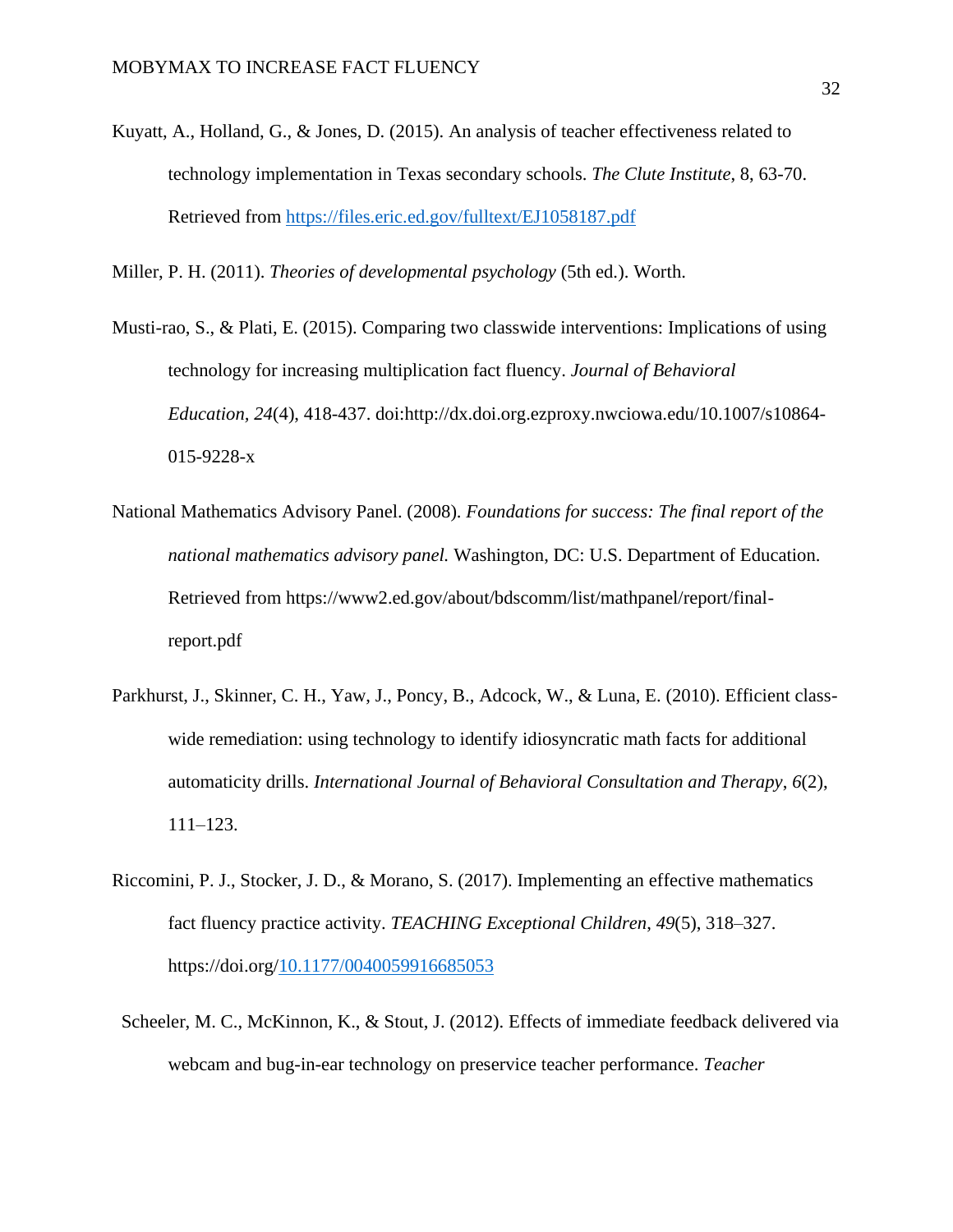Kuyatt, A., Holland, G., & Jones, D. (2015). An analysis of teacher effectiveness related to technology implementation in Texas secondary schools. *The Clute Institute*, 8, 63-70. Retrieved from https://files.eric.ed.gov/fulltext/EJ1058187.pdf

Miller, P. H. (2011). *Theories of developmental psychology* (5th ed.). Worth.

Musti-rao, S., & Plati, E. (2015). Comparing two classwide interventions: Implications of using technology for increasing multiplication fact fluency. *Journal of Behavioral Education, 24*(4), 418-437. doi:http://dx.doi.org.ezproxy.nwciowa.edu/10.1007/s10864-015-9228-x

National Mathematics Advisory Panel. (2008). *Foundations for success: The final report of the national mathematics advisory panel.* Washington, DC: U.S. Department of Education. Retrieved from https://www2.ed.gov/about/bdscomm/list/mathpanel/report/final-report.pdf

Parkhurst, J., Skinner, C. H., Yaw, J., Poncy, B., Adcock, W., & Luna, E. (2010). Efficient class-wide remediation: using technology to identify idiosyncratic math facts for additional automaticity drills. *International Journal of Behavioral Consultation and Therapy*, *6*(2), 111–123.

Riccomini, P. J., Stocker, J. D., & Morano, S. (2017). Implementing an effective mathematics fact fluency practice activity. *TEACHING Exceptional Children*, *49*(5), 318–327. https://doi.org/10.1177/0040059916685053

Scheeler, M. C., McKinnon, K., & Stout, J. (2012). Effects of immediate feedback delivered via webcam and bug-in-ear technology on preservice teacher performance. *Teacher*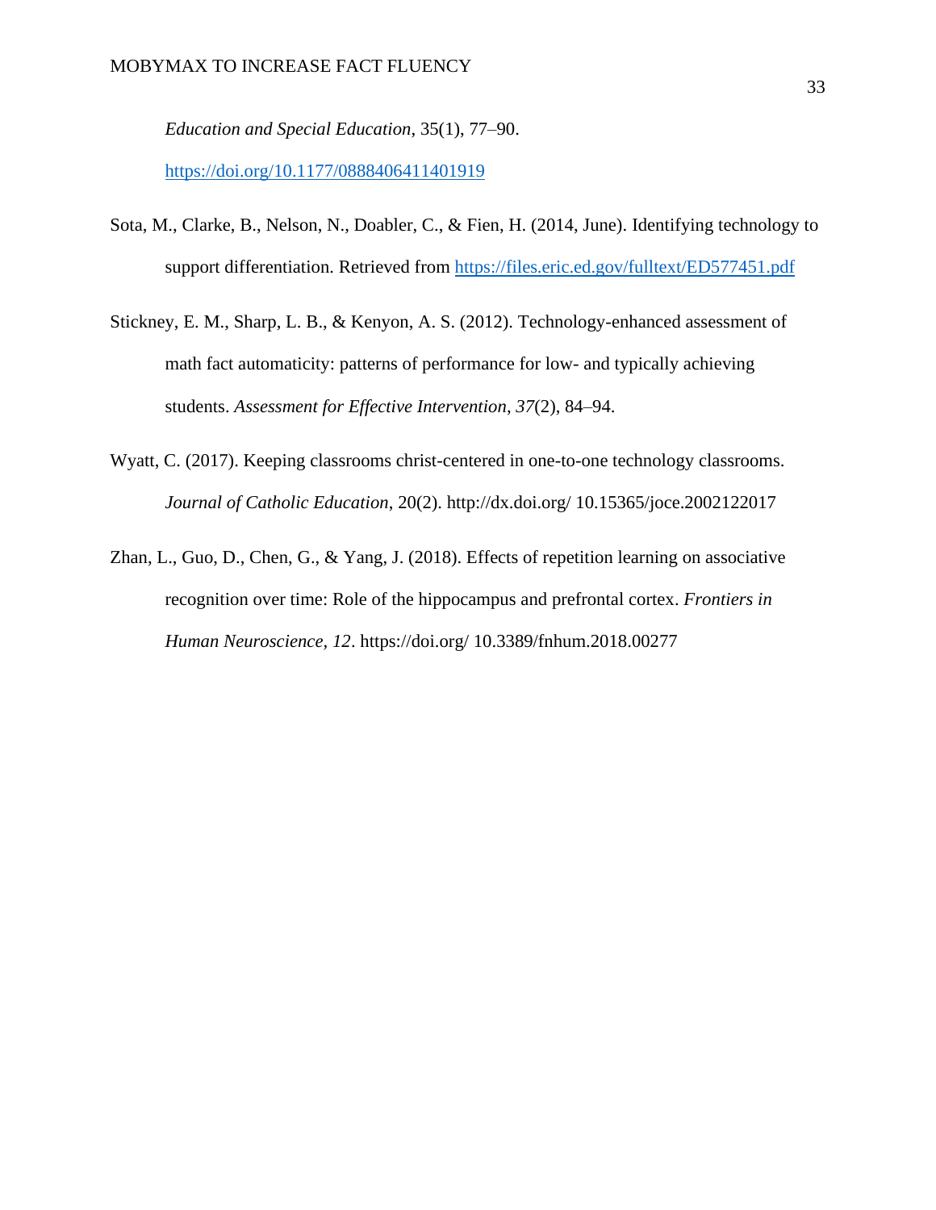*Education and Special Education*, 35(1), 77–90. https://doi.org/10.1177/0888406411401919

Sota, M., Clarke, B., Nelson, N., Doabler, C., & Fien, H. (2014, June). Identifying technology to support differentiation. Retrieved from https://files.eric.ed.gov/fulltext/ED577451.pdf

Stickney, E. M., Sharp, L. B., & Kenyon, A. S. (2012). Technology-enhanced assessment of math fact automaticity: patterns of performance for low- and typically achieving students. *Assessment for Effective Intervention*, *37*(2), 84–94.

Wyatt, C. (2017). Keeping classrooms christ-centered in one-to-one technology classrooms. *Journal of Catholic Education*, 20(2). http://dx.doi.org/ 10.15365/joce.2002122017

Zhan, L., Guo, D., Chen, G., & Yang, J. (2018). Effects of repetition learning on associative recognition over time: Role of the hippocampus and prefrontal cortex. *Frontiers in Human Neuroscience, 12*. https://doi.org/ 10.3389/fnhum.2018.00277